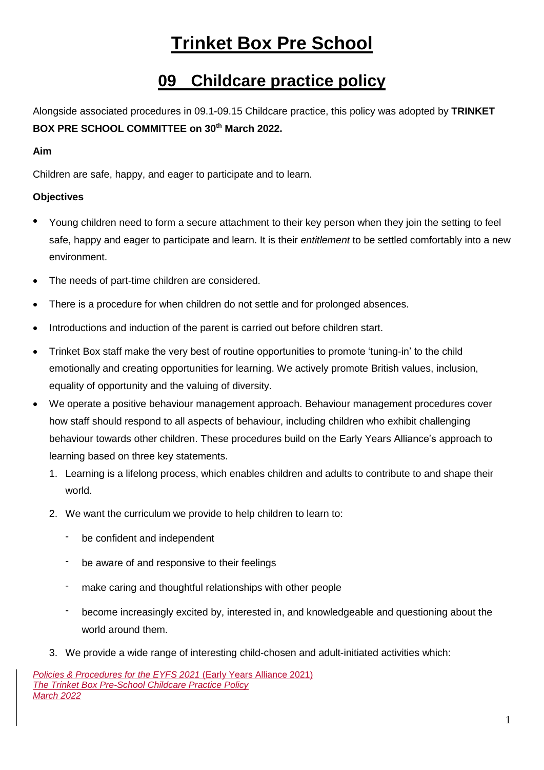# Trinket Box Pre School

## 09 Childcare practice policy

Alongside associated procedures in 09.1-09.15 Childcare practice, this policy was adopted by **TRINKET BOX PRE SCHOOL COMMITTEE on 30th March 2022.**

**Aim**

Children are safe, happy, and eager to participate and to learn.

**Objectives**

- Young children need to form a secure attachment to their key person when they join the setting to feel safe, happy and eager to participate and learn. It is their *entitlement* to be settled comfortably into a new environment.
- The needs of part-time children are considered.
- There is a procedure for when children do not settle and for prolonged absences.
- Introductions and induction of the parent is carried out before children start.
- Trinket Box staff make the very best of routine opportunities to promote 'tuning-in' to the child emotionally and creating opportunities for learning. We actively promote British values, inclusion, equality of opportunity and the valuing of diversity.
- We operate a positive behaviour management approach. Behaviour management procedures cover how staff should respond to all aspects of behaviour, including children who exhibit challenging behaviour towards other children. These procedures build on the Early Years Alliance's approach to learning based on three key statements.
  1. Learning is a lifelong process, which enables children and adults to contribute to and shape their world.
  2. We want the curriculum we provide to help children to learn to:
     - be confident and independent
     - be aware of and responsive to their feelings
     - make caring and thoughtful relationships with other people
     - become increasingly excited by, interested in, and knowledgeable and questioning about the world around them.
  3. We provide a wide range of interesting child-chosen and adult-initiated activities which:

*Policies & Procedures for the EYFS 2021* (Early Years Alliance 2021)
*The Trinket Box Pre-School Childcare Practice Policy*
*March 2022*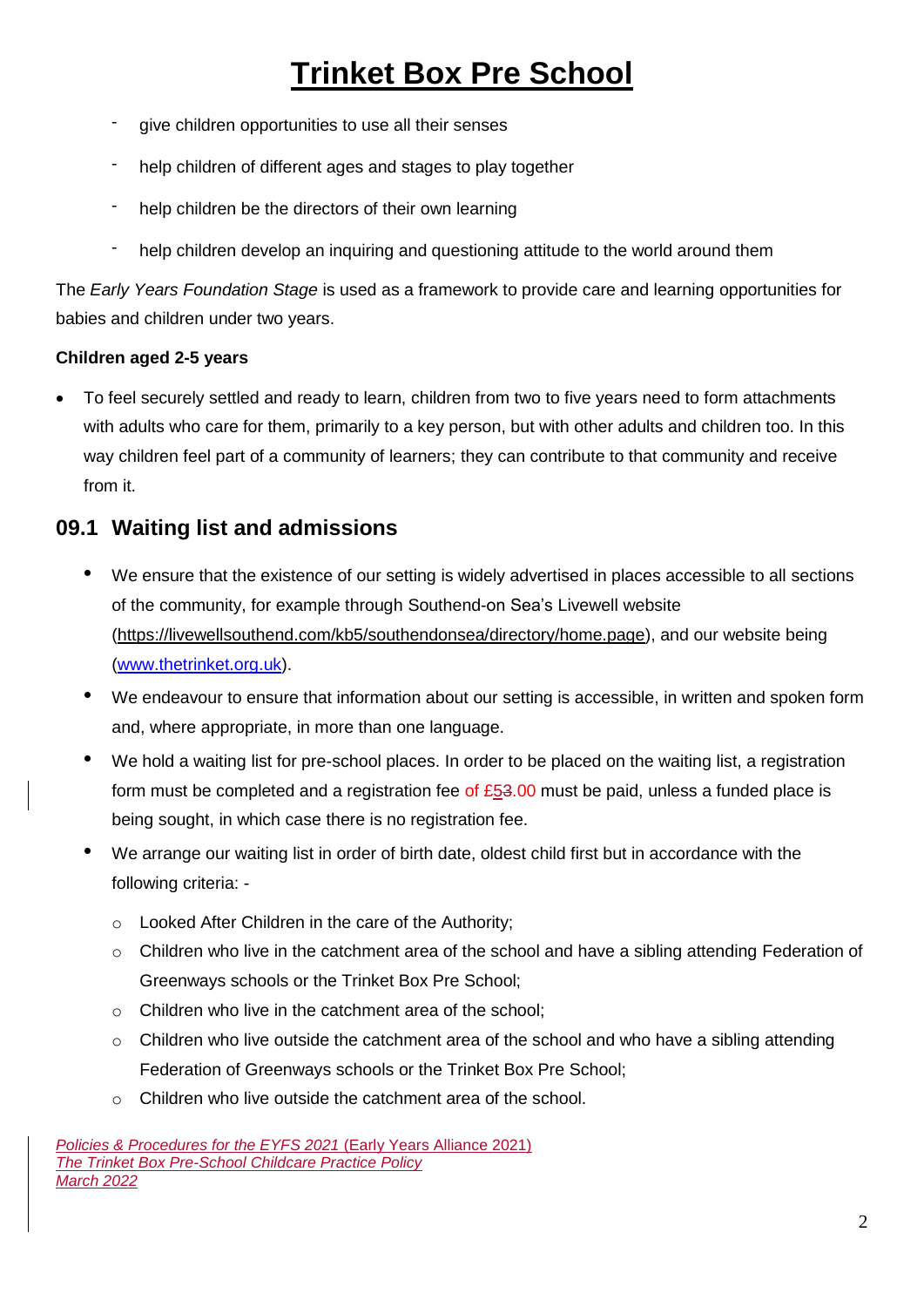# Trinket Box Pre School

- give children opportunities to use all their senses
- help children of different ages and stages to play together
- help children be the directors of their own learning
- help children develop an inquiring and questioning attitude to the world around them

The *Early Years Foundation Stage* is used as a framework to provide care and learning opportunities for babies and children under two years.

**Children aged 2-5 years**

- To feel securely settled and ready to learn, children from two to five years need to form attachments with adults who care for them, primarily to a key person, but with other adults and children too. In this way children feel part of a community of learners; they can contribute to that community and receive from it.

## 09.1 Waiting list and admissions

- We ensure that the existence of our setting is widely advertised in places accessible to all sections of the community, for example through Southend-on Sea's Livewell website (https://livewellsouthend.com/kb5/southendonsea/directory/home.page), and our website being (www.thetrinket.org.uk).
- We endeavour to ensure that information about our setting is accessible, in written and spoken form and, where appropriate, in more than one language.
- We hold a waiting list for pre-school places. In order to be placed on the waiting list, a registration form must be completed and a registration fee of £5.00 must be paid, unless a funded place is being sought, in which case there is no registration fee.
- We arrange our waiting list in order of birth date, oldest child first but in accordance with the following criteria: -
  - Looked After Children in the care of the Authority;
  - Children who live in the catchment area of the school and have a sibling attending Federation of Greenways schools or the Trinket Box Pre School;
  - Children who live in the catchment area of the school;
  - Children who live outside the catchment area of the school and who have a sibling attending Federation of Greenways schools or the Trinket Box Pre School;
  - Children who live outside the catchment area of the school.

*Policies & Procedures for the EYFS 2021* (Early Years Alliance 2021)
*The Trinket Box Pre-School Childcare Practice Policy*
*March 2022*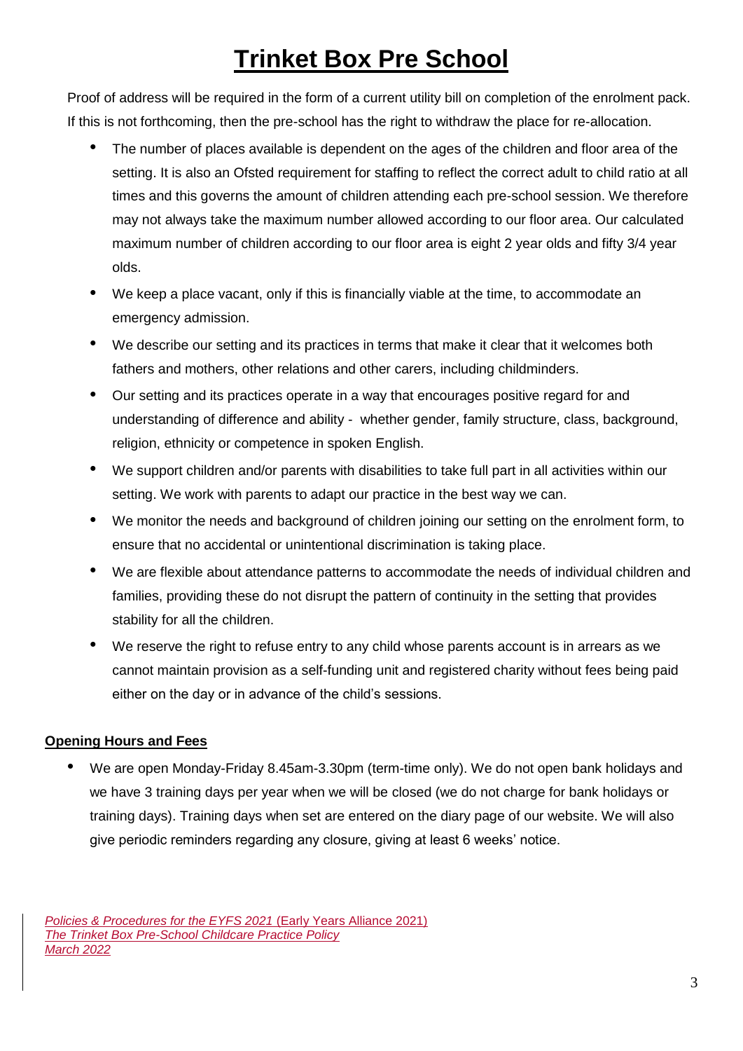Proof of address will be required in the form of a current utility bill on completion of the enrolment pack. If this is not forthcoming, then the pre-school has the right to withdraw the place for re-allocation.

- The number of places available is dependent on the ages of the children and floor area of the setting. It is also an Ofsted requirement for staffing to reflect the correct adult to child ratio at all times and this governs the amount of children attending each pre-school session. We therefore may not always take the maximum number allowed according to our floor area. Our calculated maximum number of children according to our floor area is eight 2 year olds and fifty 3/4 year olds.
- We keep a place vacant, only if this is financially viable at the time, to accommodate an emergency admission.
- We describe our setting and its practices in terms that make it clear that it welcomes both fathers and mothers, other relations and other carers, including childminders.
- Our setting and its practices operate in a way that encourages positive regard for and understanding of difference and ability - whether gender, family structure, class, background, religion, ethnicity or competence in spoken English.
- We support children and/or parents with disabilities to take full part in all activities within our setting. We work with parents to adapt our practice in the best way we can.
- We monitor the needs and background of children joining our setting on the enrolment form, to ensure that no accidental or unintentional discrimination is taking place.
- We are flexible about attendance patterns to accommodate the needs of individual children and families, providing these do not disrupt the pattern of continuity in the setting that provides stability for all the children.
- We reserve the right to refuse entry to any child whose parents account is in arrears as we cannot maintain provision as a self-funding unit and registered charity without fees being paid either on the day or in advance of the child's sessions.

**Opening Hours and Fees**

- We are open Monday-Friday 8.45am-3.30pm (term-time only). We do not open bank holidays and we have 3 training days per year when we will be closed (we do not charge for bank holidays or training days). Training days when set are entered on the diary page of our website. We will also give periodic reminders regarding any closure, giving at least 6 weeks' notice.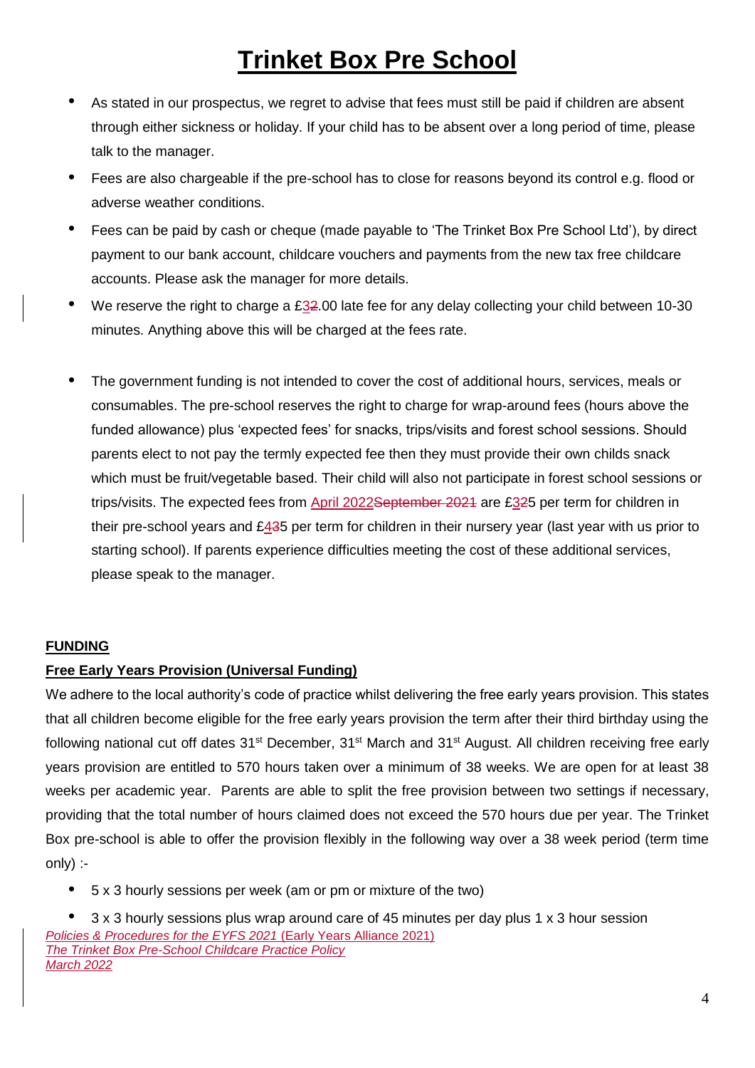- As stated in our prospectus, we regret to advise that fees must still be paid if children are absent through either sickness or holiday. If your child has to be absent over a long period of time, please talk to the manager.
- Fees are also chargeable if the pre-school has to close for reasons beyond its control e.g. flood or adverse weather conditions.
- Fees can be paid by cash or cheque (made payable to 'The Trinket Box Pre School Ltd'), by direct payment to our bank account, childcare vouchers and payments from the new tax free childcare accounts. Please ask the manager for more details.
- We reserve the right to charge a £3~~2~~.00 late fee for any delay collecting your child between 10-30 minutes. Anything above this will be charged at the fees rate.

- The government funding is not intended to cover the cost of additional hours, services, meals or consumables. The pre-school reserves the right to charge for wrap-around fees (hours above the funded allowance) plus 'expected fees' for snacks, trips/visits and forest school sessions. Should parents elect to not pay the termly expected fee then they must provide their own childs snack which must be fruit/vegetable based. Their child will also not participate in forest school sessions or trips/visits. The expected fees from April 2022~~September 2021~~ are £3~~2~~5 per term for children in their pre-school years and £4~~3~~5 per term for children in their nursery year (last year with us prior to starting school). If parents experience difficulties meeting the cost of these additional services, please speak to the manager.

**FUNDING**

**Free Early Years Provision (Universal Funding)**

We adhere to the local authority's code of practice whilst delivering the free early years provision. This states that all children become eligible for the free early years provision the term after their third birthday using the following national cut off dates 31st December, 31st March and 31st August. All children receiving free early years provision are entitled to 570 hours taken over a minimum of 38 weeks. We are open for at least 38 weeks per academic year. Parents are able to split the free provision between two settings if necessary, providing that the total number of hours claimed does not exceed the 570 hours due per year. The Trinket Box pre-school is able to offer the provision flexibly in the following way over a 38 week period (term time only) :-

- 5 x 3 hourly sessions per week (am or pm or mixture of the two)
- 3 x 3 hourly sessions plus wrap around care of 45 minutes per day plus 1 x 3 hour session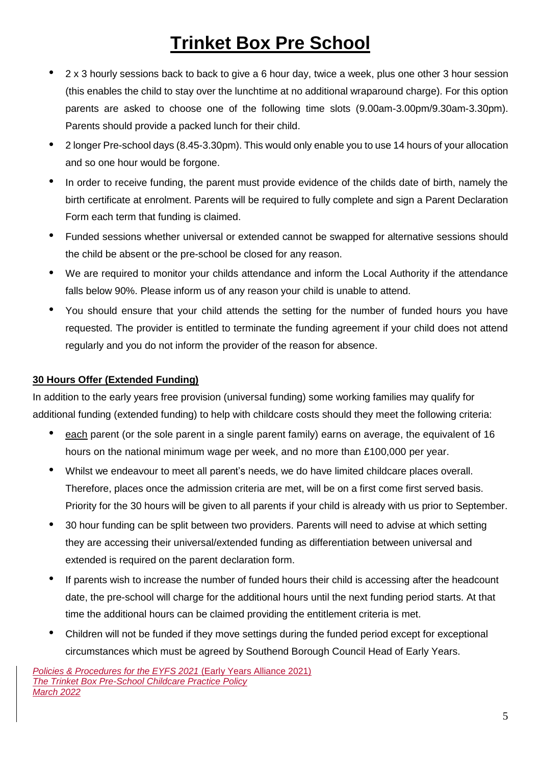# Trinket Box Pre School

- 2 x 3 hourly sessions back to back to give a 6 hour day, twice a week, plus one other 3 hour session (this enables the child to stay over the lunchtime at no additional wraparound charge). For this option parents are asked to choose one of the following time slots (9.00am-3.00pm/9.30am-3.30pm). Parents should provide a packed lunch for their child.
- 2 longer Pre-school days (8.45-3.30pm). This would only enable you to use 14 hours of your allocation and so one hour would be forgone.
- In order to receive funding, the parent must provide evidence of the childs date of birth, namely the birth certificate at enrolment. Parents will be required to fully complete and sign a Parent Declaration Form each term that funding is claimed.
- Funded sessions whether universal or extended cannot be swapped for alternative sessions should the child be absent or the pre-school be closed for any reason.
- We are required to monitor your childs attendance and inform the Local Authority if the attendance falls below 90%. Please inform us of any reason your child is unable to attend.
- You should ensure that your child attends the setting for the number of funded hours you have requested. The provider is entitled to terminate the funding agreement if your child does not attend regularly and you do not inform the provider of the reason for absence.

**30 Hours Offer (Extended Funding)**

In addition to the early years free provision (universal funding) some working families may qualify for additional funding (extended funding) to help with childcare costs should they meet the following criteria:

- each parent (or the sole parent in a single parent family) earns on average, the equivalent of 16 hours on the national minimum wage per week, and no more than £100,000 per year.
- Whilst we endeavour to meet all parent's needs, we do have limited childcare places overall. Therefore, places once the admission criteria are met, will be on a first come first served basis. Priority for the 30 hours will be given to all parents if your child is already with us prior to September.
- 30 hour funding can be split between two providers. Parents will need to advise at which setting they are accessing their universal/extended funding as differentiation between universal and extended is required on the parent declaration form.
- If parents wish to increase the number of funded hours their child is accessing after the headcount date, the pre-school will charge for the additional hours until the next funding period starts. At that time the additional hours can be claimed providing the entitlement criteria is met.
- Children will not be funded if they move settings during the funded period except for exceptional circumstances which must be agreed by Southend Borough Council Head of Early Years.

*Policies & Procedures for the EYFS 2021* (Early Years Alliance 2021)
*The Trinket Box Pre-School Childcare Practice Policy*
*March 2022*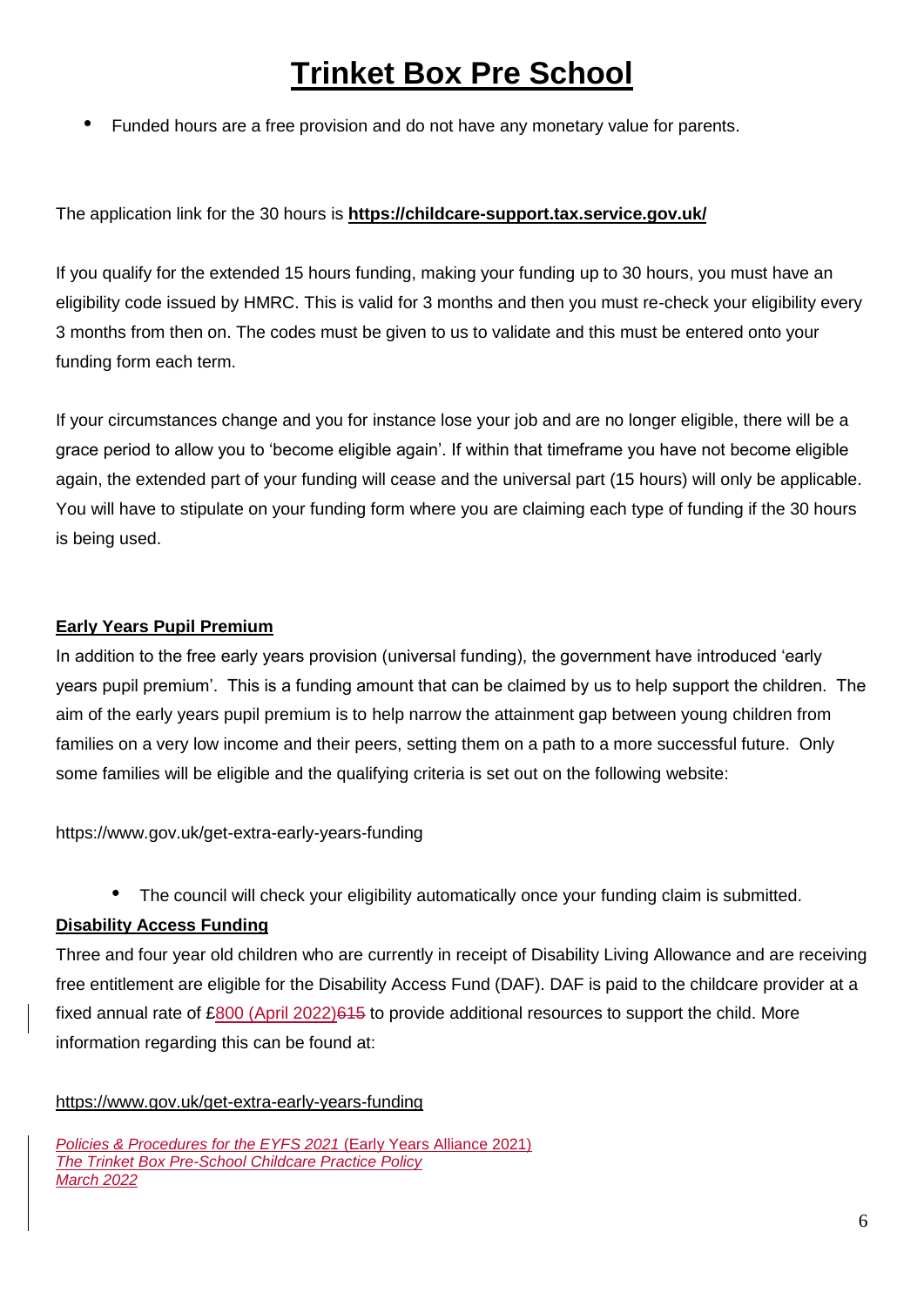- Funded hours are a free provision and do not have any monetary value for parents.

The application link for the 30 hours is **https://childcare-support.tax.service.gov.uk/**

If you qualify for the extended 15 hours funding, making your funding up to 30 hours, you must have an eligibility code issued by HMRC. This is valid for 3 months and then you must re-check your eligibility every 3 months from then on. The codes must be given to us to validate and this must be entered onto your funding form each term.

If your circumstances change and you for instance lose your job and are no longer eligible, there will be a grace period to allow you to 'become eligible again'. If within that timeframe you have not become eligible again, the extended part of your funding will cease and the universal part (15 hours) will only be applicable. You will have to stipulate on your funding form where you are claiming each type of funding if the 30 hours is being used.

**Early Years Pupil Premium**

In addition to the free early years provision (universal funding), the government have introduced 'early years pupil premium'. This is a funding amount that can be claimed by us to help support the children. The aim of the early years pupil premium is to help narrow the attainment gap between young children from families on a very low income and their peers, setting them on a path to a more successful future. Only some families will be eligible and the qualifying criteria is set out on the following website:

https://www.gov.uk/get-extra-early-years-funding

- The council will check your eligibility automatically once your funding claim is submitted.

**Disability Access Funding**

Three and four year old children who are currently in receipt of Disability Living Allowance and are receiving free entitlement are eligible for the Disability Access Fund (DAF). DAF is paid to the childcare provider at a fixed annual rate of £800 (April 2022)~~615~~ to provide additional resources to support the child. More information regarding this can be found at:

https://www.gov.uk/get-extra-early-years-funding

*Policies & Procedures for the EYFS 2021* (Early Years Alliance 2021)
*The Trinket Box Pre-School Childcare Practice Policy*
*March 2022*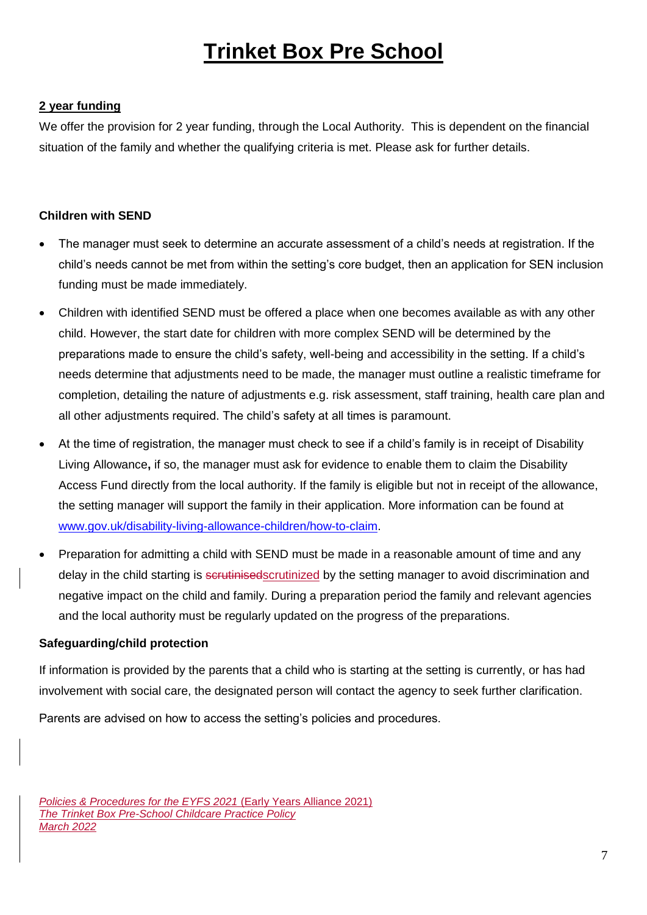## 2 year funding

We offer the provision for 2 year funding, through the Local Authority. This is dependent on the financial situation of the family and whether the qualifying criteria is met. Please ask for further details.

### Children with SEND

- The manager must seek to determine an accurate assessment of a child's needs at registration. If the child's needs cannot be met from within the setting's core budget, then an application for SEN inclusion funding must be made immediately.
- Children with identified SEND must be offered a place when one becomes available as with any other child. However, the start date for children with more complex SEND will be determined by the preparations made to ensure the child's safety, well-being and accessibility in the setting. If a child's needs determine that adjustments need to be made, the manager must outline a realistic timeframe for completion, detailing the nature of adjustments e.g. risk assessment, staff training, health care plan and all other adjustments required. The child's safety at all times is paramount.
- At the time of registration, the manager must check to see if a child's family is in receipt of Disability Living Allowance**,** if so, the manager must ask for evidence to enable them to claim the Disability Access Fund directly from the local authority. If the family is eligible but not in receipt of the allowance, the setting manager will support the family in their application. More information can be found at [www.gov.uk/disability-living-allowance-children/how-to-claim](www.gov.uk/disability-living-allowance-children/how-to-claim).
- Preparation for admitting a child with SEND must be made in a reasonable amount of time and any delay in the child starting is ~~scrutinised~~scrutinized by the setting manager to avoid discrimination and negative impact on the child and family. During a preparation period the family and relevant agencies and the local authority must be regularly updated on the progress of the preparations.

### Safeguarding/child protection

If information is provided by the parents that a child who is starting at the setting is currently, or has had involvement with social care, the designated person will contact the agency to seek further clarification.

Parents are advised on how to access the setting's policies and procedures.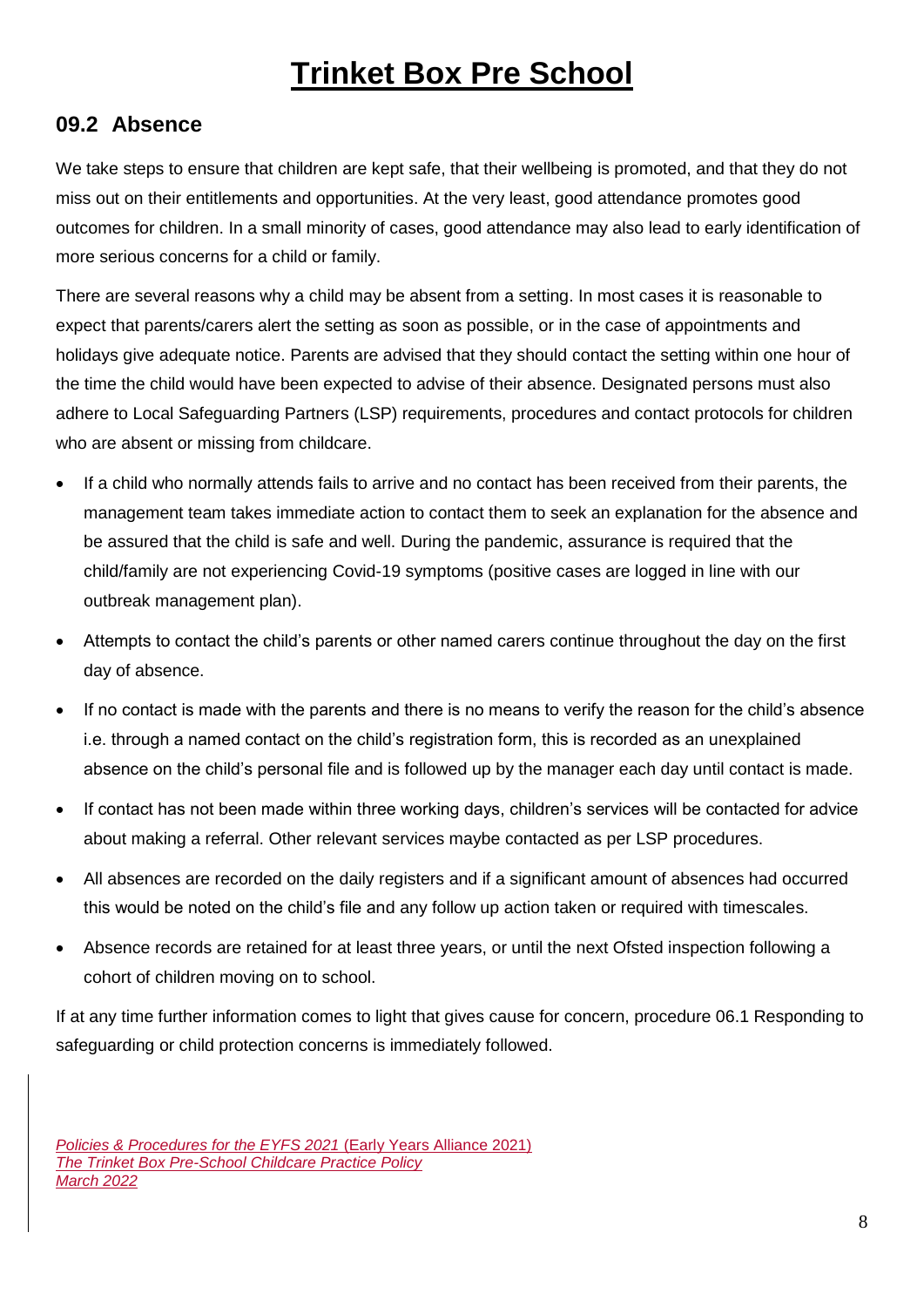# Trinket Box Pre School

## 09.2 Absence

We take steps to ensure that children are kept safe, that their wellbeing is promoted, and that they do not miss out on their entitlements and opportunities. At the very least, good attendance promotes good outcomes for children. In a small minority of cases, good attendance may also lead to early identification of more serious concerns for a child or family.

There are several reasons why a child may be absent from a setting. In most cases it is reasonable to expect that parents/carers alert the setting as soon as possible, or in the case of appointments and holidays give adequate notice. Parents are advised that they should contact the setting within one hour of the time the child would have been expected to advise of their absence. Designated persons must also adhere to Local Safeguarding Partners (LSP) requirements, procedures and contact protocols for children who are absent or missing from childcare.

- If a child who normally attends fails to arrive and no contact has been received from their parents, the management team takes immediate action to contact them to seek an explanation for the absence and be assured that the child is safe and well. During the pandemic, assurance is required that the child/family are not experiencing Covid-19 symptoms (positive cases are logged in line with our outbreak management plan).
- Attempts to contact the child's parents or other named carers continue throughout the day on the first day of absence.
- If no contact is made with the parents and there is no means to verify the reason for the child's absence i.e. through a named contact on the child's registration form, this is recorded as an unexplained absence on the child's personal file and is followed up by the manager each day until contact is made.
- If contact has not been made within three working days, children's services will be contacted for advice about making a referral. Other relevant services maybe contacted as per LSP procedures.
- All absences are recorded on the daily registers and if a significant amount of absences had occurred this would be noted on the child's file and any follow up action taken or required with timescales.
- Absence records are retained for at least three years, or until the next Ofsted inspection following a cohort of children moving on to school.

If at any time further information comes to light that gives cause for concern, procedure 06.1 Responding to safeguarding or child protection concerns is immediately followed.

*Policies & Procedures for the EYFS 2021* (Early Years Alliance 2021)
*The Trinket Box Pre-School Childcare Practice Policy*
*March 2022*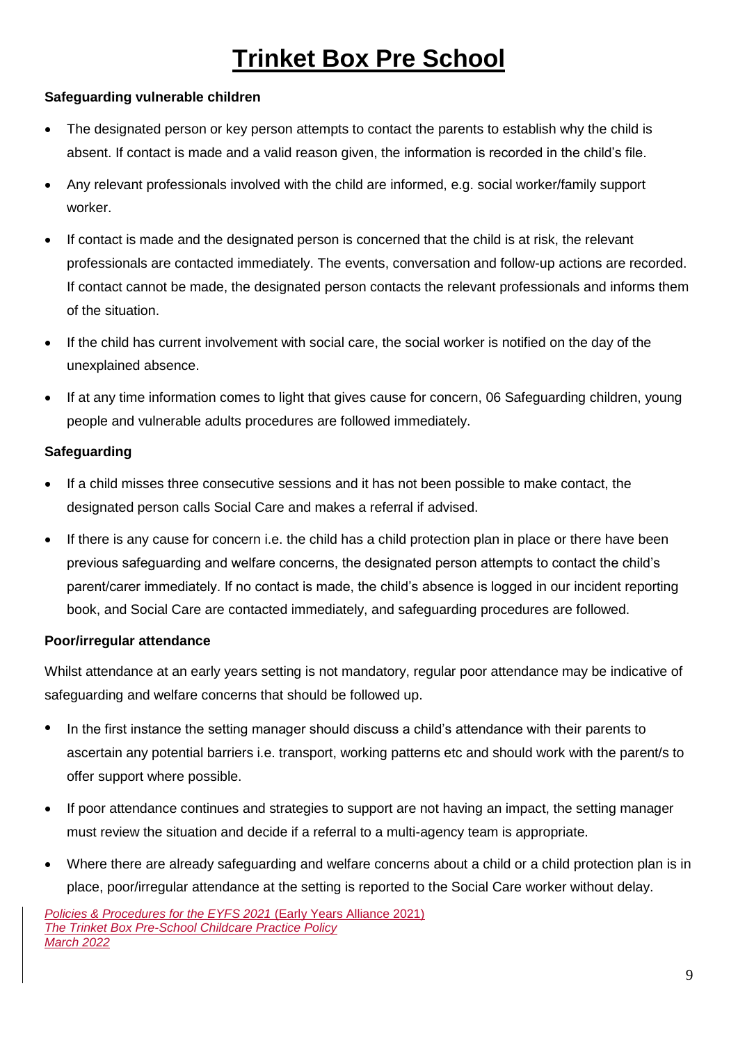# Trinket Box Pre School

**Safeguarding vulnerable children**

- The designated person or key person attempts to contact the parents to establish why the child is absent. If contact is made and a valid reason given, the information is recorded in the child's file.
- Any relevant professionals involved with the child are informed, e.g. social worker/family support worker.
- If contact is made and the designated person is concerned that the child is at risk, the relevant professionals are contacted immediately. The events, conversation and follow-up actions are recorded. If contact cannot be made, the designated person contacts the relevant professionals and informs them of the situation.
- If the child has current involvement with social care, the social worker is notified on the day of the unexplained absence.
- If at any time information comes to light that gives cause for concern, 06 Safeguarding children, young people and vulnerable adults procedures are followed immediately.

**Safeguarding**

- If a child misses three consecutive sessions and it has not been possible to make contact, the designated person calls Social Care and makes a referral if advised.
- If there is any cause for concern i.e. the child has a child protection plan in place or there have been previous safeguarding and welfare concerns, the designated person attempts to contact the child's parent/carer immediately. If no contact is made, the child's absence is logged in our incident reporting book, and Social Care are contacted immediately, and safeguarding procedures are followed.

**Poor/irregular attendance**

Whilst attendance at an early years setting is not mandatory, regular poor attendance may be indicative of safeguarding and welfare concerns that should be followed up.

- In the first instance the setting manager should discuss a child's attendance with their parents to ascertain any potential barriers i.e. transport, working patterns etc and should work with the parent/s to offer support where possible.
- If poor attendance continues and strategies to support are not having an impact, the setting manager must review the situation and decide if a referral to a multi-agency team is appropriate.
- Where there are already safeguarding and welfare concerns about a child or a child protection plan is in place, poor/irregular attendance at the setting is reported to the Social Care worker without delay.

*Policies & Procedures for the EYFS 2021* (Early Years Alliance 2021)
*The Trinket Box Pre-School Childcare Practice Policy*
*March 2022*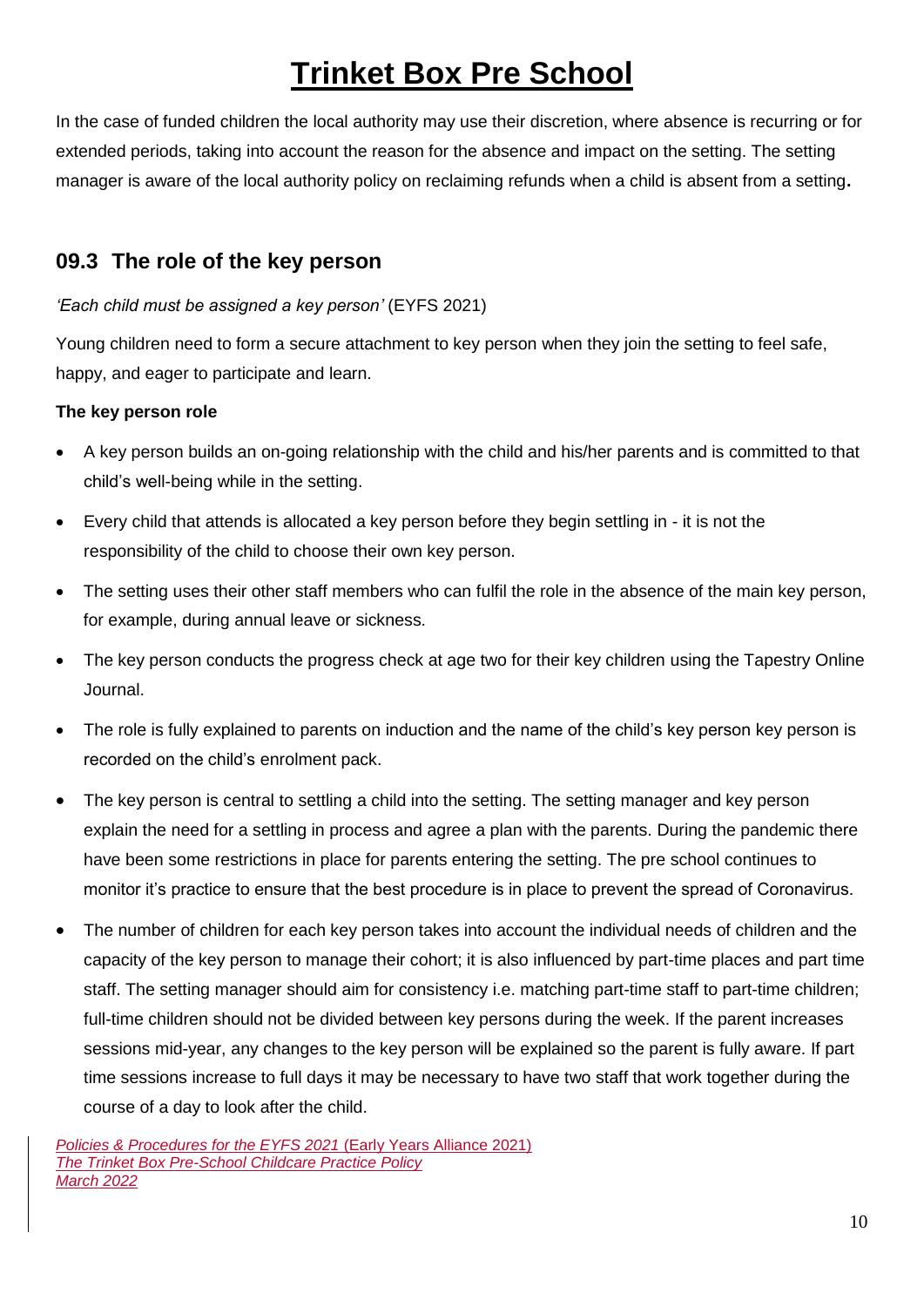In the case of funded children the local authority may use their discretion, where absence is recurring or for extended periods, taking into account the reason for the absence and impact on the setting. The setting manager is aware of the local authority policy on reclaiming refunds when a child is absent from a setting.

## 09.3 The role of the key person

*'Each child must be assigned a key person'* (EYFS 2021)

Young children need to form a secure attachment to key person when they join the setting to feel safe, happy, and eager to participate and learn.

**The key person role**

- A key person builds an on-going relationship with the child and his/her parents and is committed to that child's well-being while in the setting.
- Every child that attends is allocated a key person before they begin settling in - it is not the responsibility of the child to choose their own key person.
- The setting uses their other staff members who can fulfil the role in the absence of the main key person, for example, during annual leave or sickness.
- The key person conducts the progress check at age two for their key children using the Tapestry Online Journal.
- The role is fully explained to parents on induction and the name of the child's key person key person is recorded on the child's enrolment pack.
- The key person is central to settling a child into the setting. The setting manager and key person explain the need for a settling in process and agree a plan with the parents. During the pandemic there have been some restrictions in place for parents entering the setting. The pre school continues to monitor it's practice to ensure that the best procedure is in place to prevent the spread of Coronavirus.
- The number of children for each key person takes into account the individual needs of children and the capacity of the key person to manage their cohort; it is also influenced by part-time places and part time staff. The setting manager should aim for consistency i.e. matching part-time staff to part-time children; full-time children should not be divided between key persons during the week. If the parent increases sessions mid-year, any changes to the key person will be explained so the parent is fully aware. If part time sessions increase to full days it may be necessary to have two staff that work together during the course of a day to look after the child.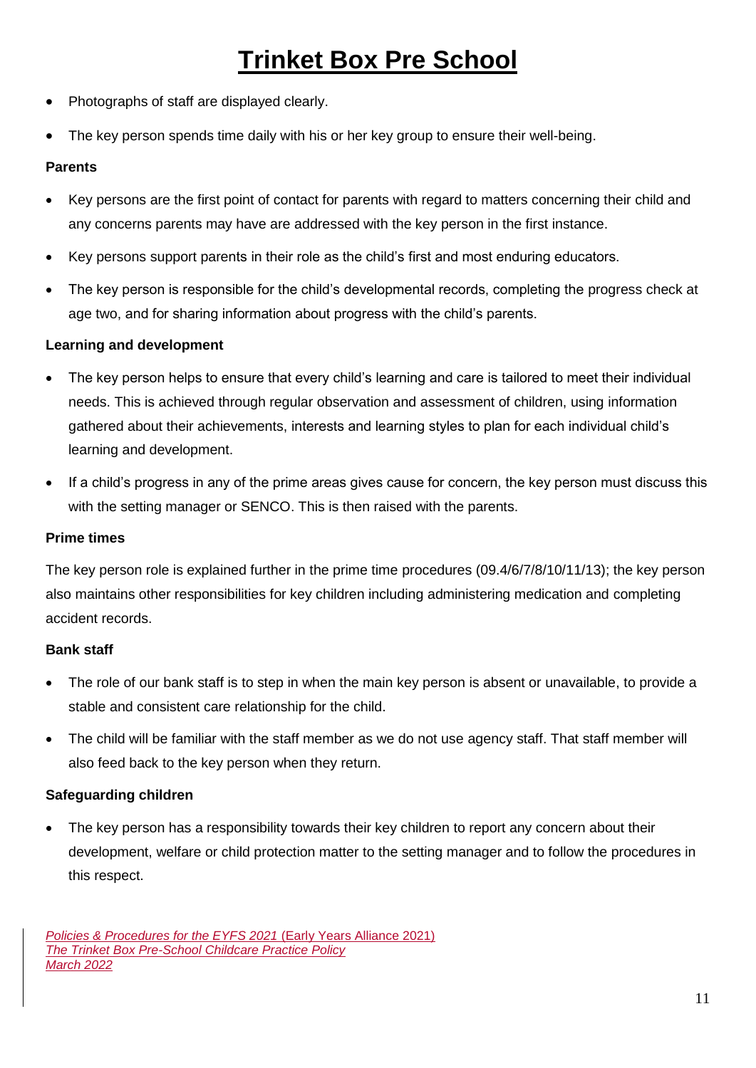- Photographs of staff are displayed clearly.
- The key person spends time daily with his or her key group to ensure their well-being.

**Parents**

- Key persons are the first point of contact for parents with regard to matters concerning their child and any concerns parents may have are addressed with the key person in the first instance.
- Key persons support parents in their role as the child's first and most enduring educators.
- The key person is responsible for the child's developmental records, completing the progress check at age two, and for sharing information about progress with the child's parents.

**Learning and development**

- The key person helps to ensure that every child's learning and care is tailored to meet their individual needs. This is achieved through regular observation and assessment of children, using information gathered about their achievements, interests and learning styles to plan for each individual child's learning and development.
- If a child's progress in any of the prime areas gives cause for concern, the key person must discuss this with the setting manager or SENCO. This is then raised with the parents.

**Prime times**

The key person role is explained further in the prime time procedures (09.4/6/7/8/10/11/13); the key person also maintains other responsibilities for key children including administering medication and completing accident records.

**Bank staff**

- The role of our bank staff is to step in when the main key person is absent or unavailable, to provide a stable and consistent care relationship for the child.
- The child will be familiar with the staff member as we do not use agency staff. That staff member will also feed back to the key person when they return.

**Safeguarding children**

- The key person has a responsibility towards their key children to report any concern about their development, welfare or child protection matter to the setting manager and to follow the procedures in this respect.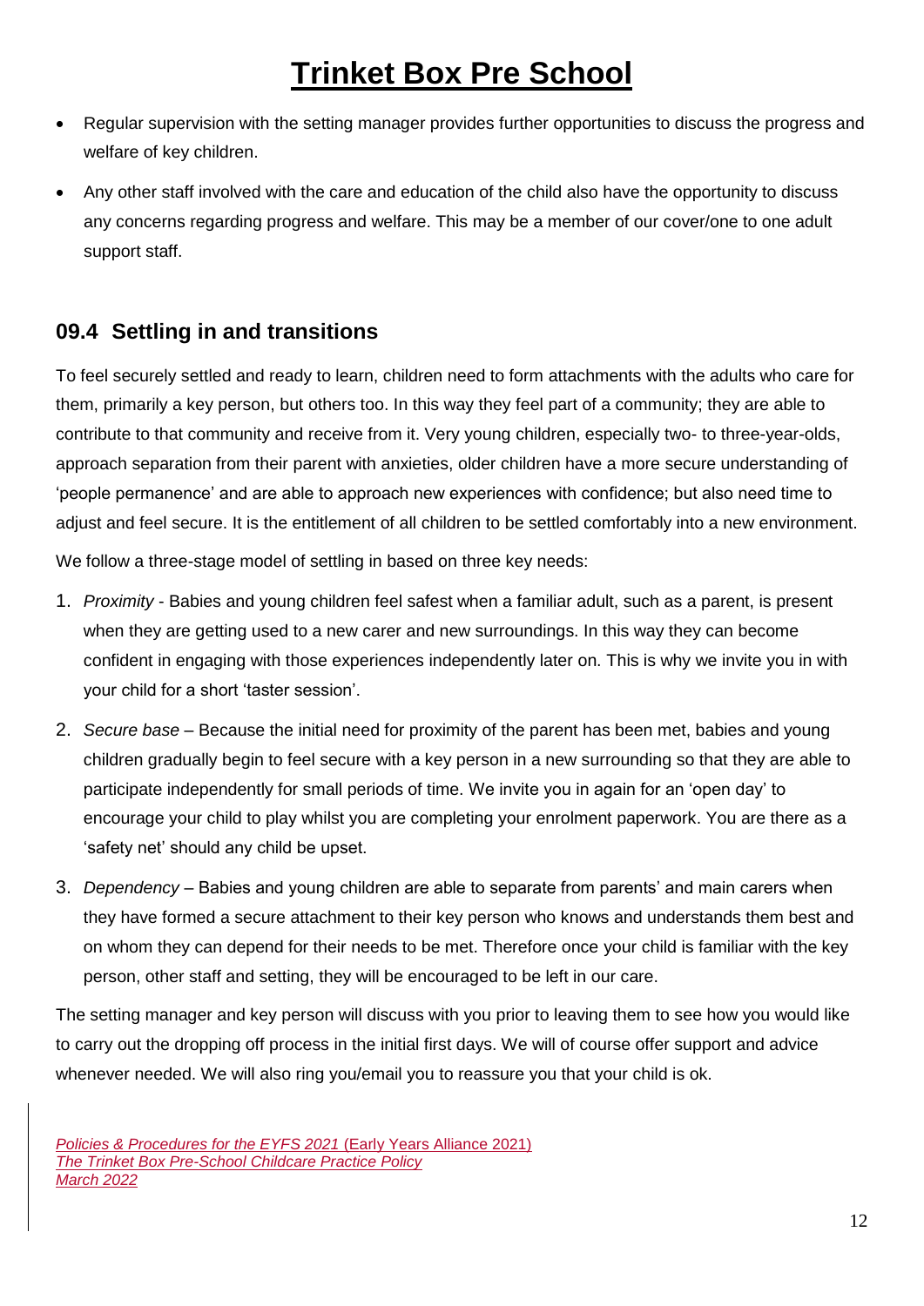- Regular supervision with the setting manager provides further opportunities to discuss the progress and welfare of key children.
- Any other staff involved with the care and education of the child also have the opportunity to discuss any concerns regarding progress and welfare. This may be a member of our cover/one to one adult support staff.

## 09.4 Settling in and transitions

To feel securely settled and ready to learn, children need to form attachments with the adults who care for them, primarily a key person, but others too. In this way they feel part of a community; they are able to contribute to that community and receive from it. Very young children, especially two- to three-year-olds, approach separation from their parent with anxieties, older children have a more secure understanding of 'people permanence' and are able to approach new experiences with confidence; but also need time to adjust and feel secure. It is the entitlement of all children to be settled comfortably into a new environment.

We follow a three-stage model of settling in based on three key needs:

1. *Proximity* - Babies and young children feel safest when a familiar adult, such as a parent, is present when they are getting used to a new carer and new surroundings. In this way they can become confident in engaging with those experiences independently later on. This is why we invite you in with your child for a short 'taster session'.
2. *Secure base* – Because the initial need for proximity of the parent has been met, babies and young children gradually begin to feel secure with a key person in a new surrounding so that they are able to participate independently for small periods of time. We invite you in again for an 'open day' to encourage your child to play whilst you are completing your enrolment paperwork. You are there as a 'safety net' should any child be upset.
3. *Dependency* – Babies and young children are able to separate from parents' and main carers when they have formed a secure attachment to their key person who knows and understands them best and on whom they can depend for their needs to be met. Therefore once your child is familiar with the key person, other staff and setting, they will be encouraged to be left in our care.

The setting manager and key person will discuss with you prior to leaving them to see how you would like to carry out the dropping off process in the initial first days. We will of course offer support and advice whenever needed. We will also ring you/email you to reassure you that your child is ok.

*Policies & Procedures for the EYFS 2021* (Early Years Alliance 2021)
*The Trinket Box Pre-School Childcare Practice Policy*
*March 2022*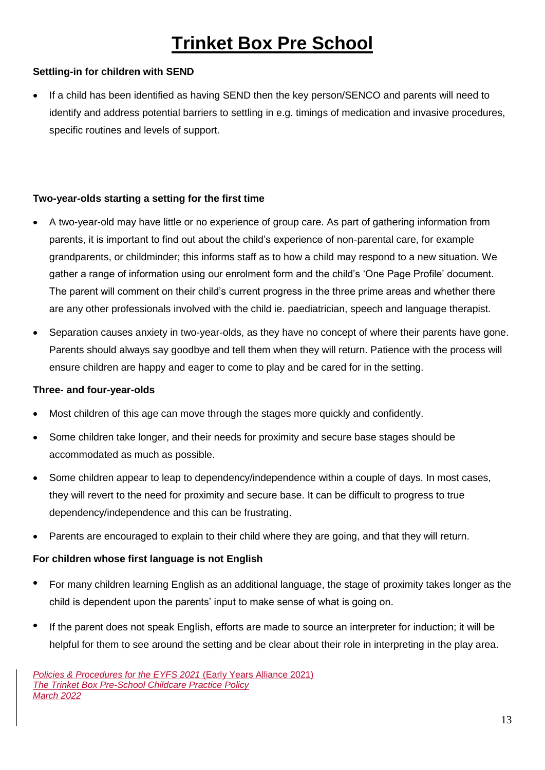# Trinket Box Pre School

**Settling-in for children with SEND**

- If a child has been identified as having SEND then the key person/SENCO and parents will need to identify and address potential barriers to settling in e.g. timings of medication and invasive procedures, specific routines and levels of support.

**Two-year-olds starting a setting for the first time**

- A two-year-old may have little or no experience of group care. As part of gathering information from parents, it is important to find out about the child's experience of non-parental care, for example grandparents, or childminder; this informs staff as to how a child may respond to a new situation. We gather a range of information using our enrolment form and the child's 'One Page Profile' document. The parent will comment on their child's current progress in the three prime areas and whether there are any other professionals involved with the child ie. paediatrician, speech and language therapist.
- Separation causes anxiety in two-year-olds, as they have no concept of where their parents have gone. Parents should always say goodbye and tell them when they will return. Patience with the process will ensure children are happy and eager to come to play and be cared for in the setting.

**Three- and four-year-olds**

- Most children of this age can move through the stages more quickly and confidently.
- Some children take longer, and their needs for proximity and secure base stages should be accommodated as much as possible.
- Some children appear to leap to dependency/independence within a couple of days. In most cases, they will revert to the need for proximity and secure base. It can be difficult to progress to true dependency/independence and this can be frustrating.
- Parents are encouraged to explain to their child where they are going, and that they will return.

**For children whose first language is not English**

- For many children learning English as an additional language, the stage of proximity takes longer as the child is dependent upon the parents' input to make sense of what is going on.
- If the parent does not speak English, efforts are made to source an interpreter for induction; it will be helpful for them to see around the setting and be clear about their role in interpreting in the play area.

*Policies & Procedures for the EYFS 2021* (Early Years Alliance 2021)
*The Trinket Box Pre-School Childcare Practice Policy*
*March 2022*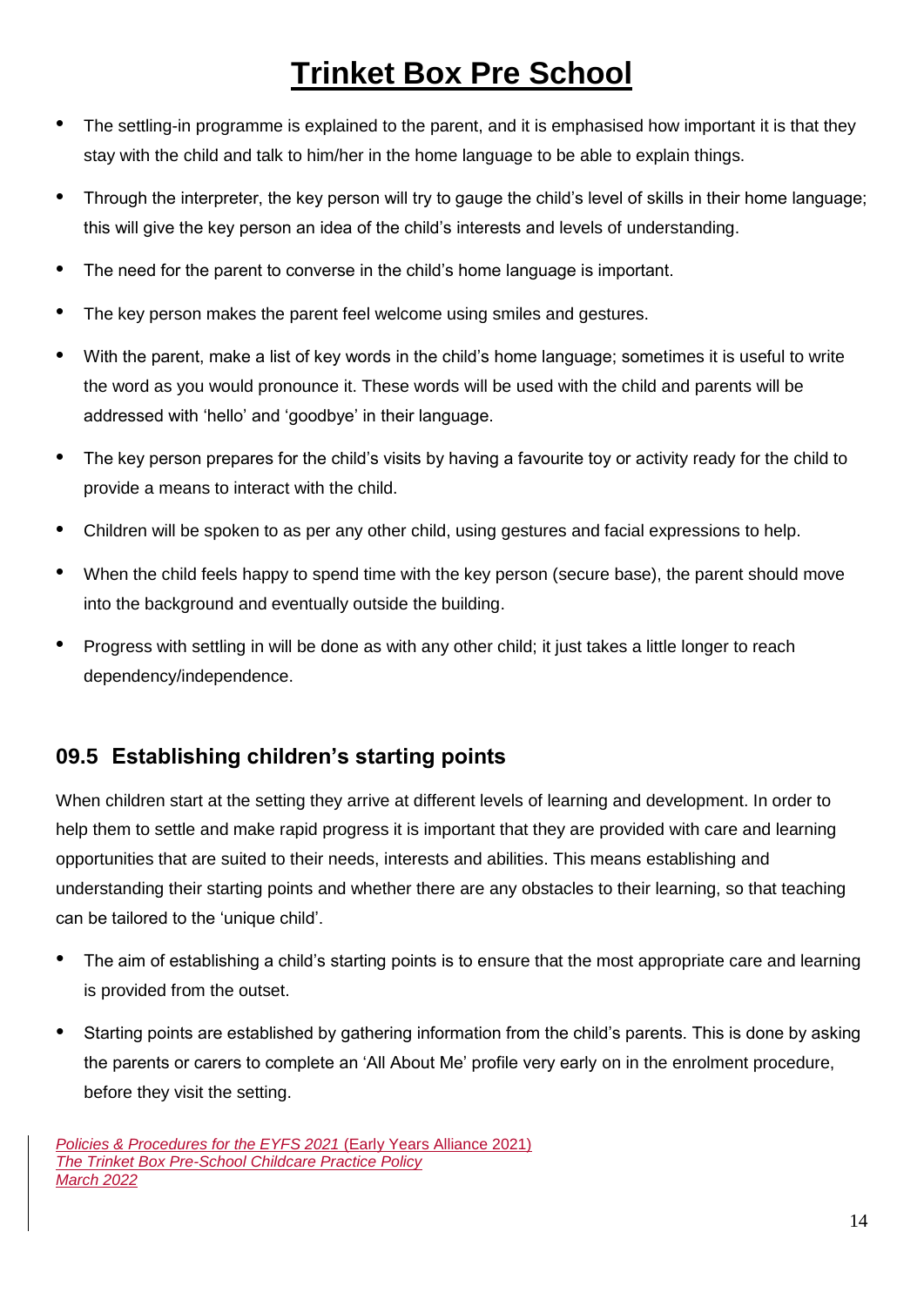- The settling-in programme is explained to the parent, and it is emphasised how important it is that they stay with the child and talk to him/her in the home language to be able to explain things.
- Through the interpreter, the key person will try to gauge the child's level of skills in their home language; this will give the key person an idea of the child's interests and levels of understanding.
- The need for the parent to converse in the child's home language is important.
- The key person makes the parent feel welcome using smiles and gestures.
- With the parent, make a list of key words in the child's home language; sometimes it is useful to write the word as you would pronounce it. These words will be used with the child and parents will be addressed with 'hello' and 'goodbye' in their language.
- The key person prepares for the child's visits by having a favourite toy or activity ready for the child to provide a means to interact with the child.
- Children will be spoken to as per any other child, using gestures and facial expressions to help.
- When the child feels happy to spend time with the key person (secure base), the parent should move into the background and eventually outside the building.
- Progress with settling in will be done as with any other child; it just takes a little longer to reach dependency/independence.

## 09.5 Establishing children's starting points

When children start at the setting they arrive at different levels of learning and development. In order to help them to settle and make rapid progress it is important that they are provided with care and learning opportunities that are suited to their needs, interests and abilities. This means establishing and understanding their starting points and whether there are any obstacles to their learning, so that teaching can be tailored to the 'unique child'.

- The aim of establishing a child's starting points is to ensure that the most appropriate care and learning is provided from the outset.
- Starting points are established by gathering information from the child's parents. This is done by asking the parents or carers to complete an 'All About Me' profile very early on in the enrolment procedure, before they visit the setting.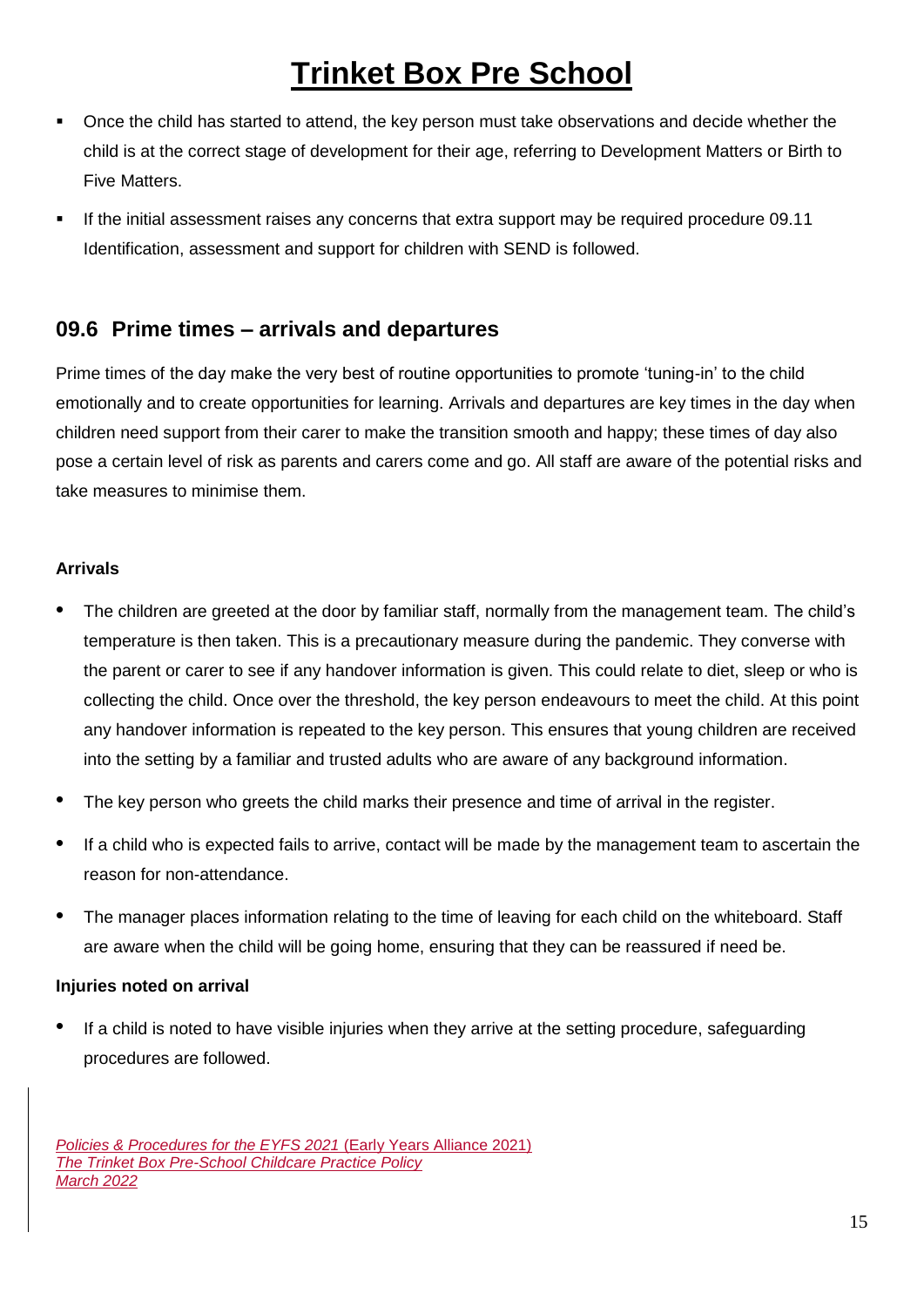- Once the child has started to attend, the key person must take observations and decide whether the child is at the correct stage of development for their age, referring to Development Matters or Birth to Five Matters.
- If the initial assessment raises any concerns that extra support may be required procedure 09.11 Identification, assessment and support for children with SEND is followed.

## 09.6 Prime times – arrivals and departures

Prime times of the day make the very best of routine opportunities to promote 'tuning-in' to the child emotionally and to create opportunities for learning. Arrivals and departures are key times in the day when children need support from their carer to make the transition smooth and happy; these times of day also pose a certain level of risk as parents and carers come and go. All staff are aware of the potential risks and take measures to minimise them.

**Arrivals**

- The children are greeted at the door by familiar staff, normally from the management team. The child's temperature is then taken. This is a precautionary measure during the pandemic. They converse with the parent or carer to see if any handover information is given. This could relate to diet, sleep or who is collecting the child. Once over the threshold, the key person endeavours to meet the child. At this point any handover information is repeated to the key person. This ensures that young children are received into the setting by a familiar and trusted adults who are aware of any background information.
- The key person who greets the child marks their presence and time of arrival in the register.
- If a child who is expected fails to arrive, contact will be made by the management team to ascertain the reason for non-attendance.
- The manager places information relating to the time of leaving for each child on the whiteboard. Staff are aware when the child will be going home, ensuring that they can be reassured if need be.

**Injuries noted on arrival**

- If a child is noted to have visible injuries when they arrive at the setting procedure, safeguarding procedures are followed.

*Policies & Procedures for the EYFS 2021* (Early Years Alliance 2021)
*The Trinket Box Pre-School Childcare Practice Policy*
*March 2022*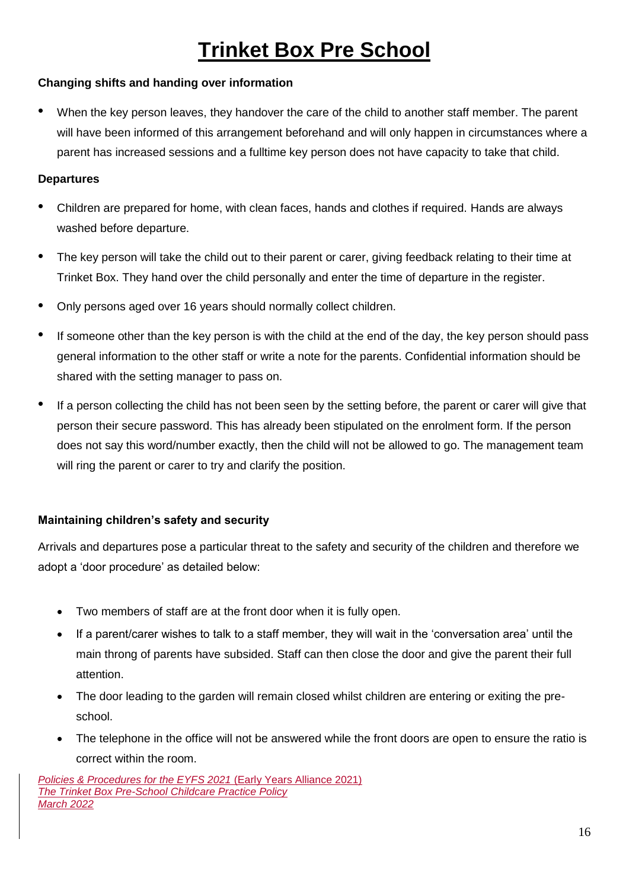# Trinket Box Pre School

**Changing shifts and handing over information**

- When the key person leaves, they handover the care of the child to another staff member. The parent will have been informed of this arrangement beforehand and will only happen in circumstances where a parent has increased sessions and a fulltime key person does not have capacity to take that child.

**Departures**

- Children are prepared for home, with clean faces, hands and clothes if required. Hands are always washed before departure.
- The key person will take the child out to their parent or carer, giving feedback relating to their time at Trinket Box. They hand over the child personally and enter the time of departure in the register.
- Only persons aged over 16 years should normally collect children.
- If someone other than the key person is with the child at the end of the day, the key person should pass general information to the other staff or write a note for the parents. Confidential information should be shared with the setting manager to pass on.
- If a person collecting the child has not been seen by the setting before, the parent or carer will give that person their secure password. This has already been stipulated on the enrolment form. If the person does not say this word/number exactly, then the child will not be allowed to go. The management team will ring the parent or carer to try and clarify the position.

**Maintaining children's safety and security**

Arrivals and departures pose a particular threat to the safety and security of the children and therefore we adopt a 'door procedure' as detailed below:

- Two members of staff are at the front door when it is fully open.
- If a parent/carer wishes to talk to a staff member, they will wait in the 'conversation area' until the main throng of parents have subsided. Staff can then close the door and give the parent their full attention.
- The door leading to the garden will remain closed whilst children are entering or exiting the pre-school.
- The telephone in the office will not be answered while the front doors are open to ensure the ratio is correct within the room.

*Policies & Procedures for the EYFS 2021* (Early Years Alliance 2021)
*The Trinket Box Pre-School Childcare Practice Policy*
*March 2022*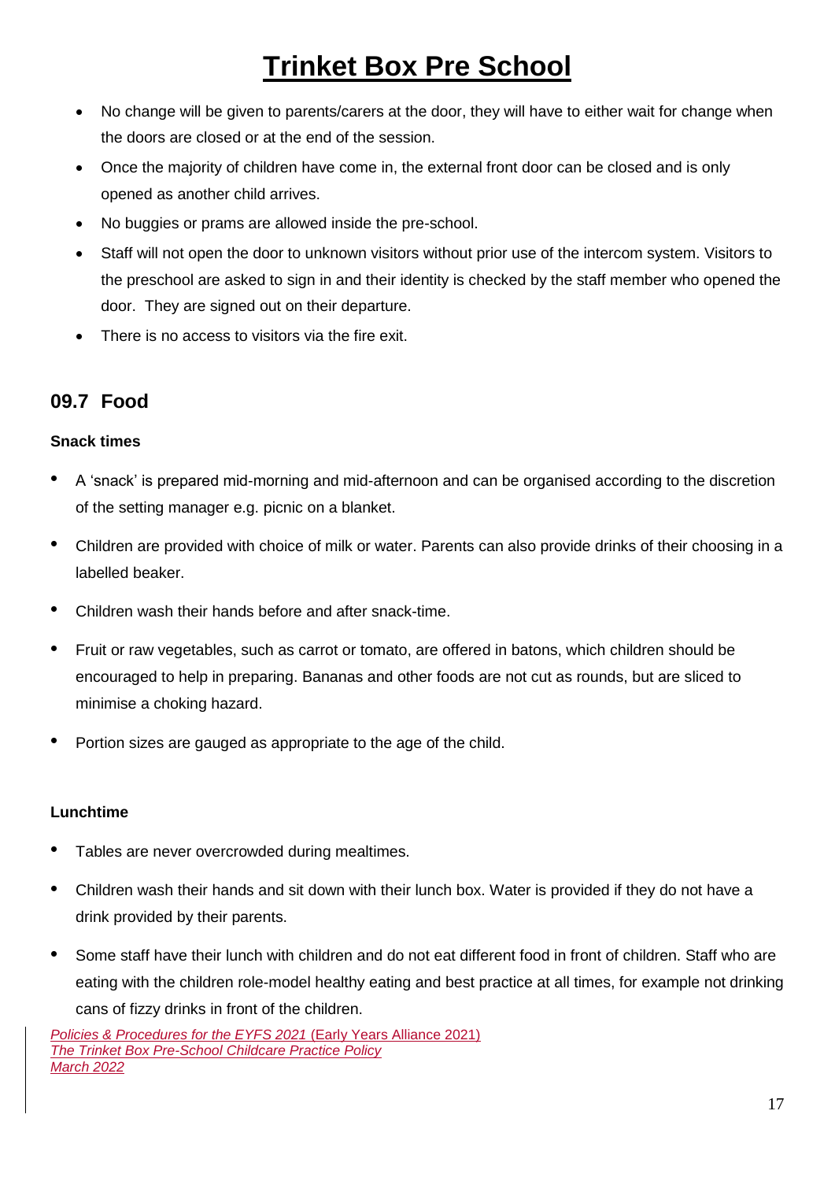- No change will be given to parents/carers at the door, they will have to either wait for change when the doors are closed or at the end of the session.
- Once the majority of children have come in, the external front door can be closed and is only opened as another child arrives.
- No buggies or prams are allowed inside the pre-school.
- Staff will not open the door to unknown visitors without prior use of the intercom system. Visitors to the preschool are asked to sign in and their identity is checked by the staff member who opened the door. They are signed out on their departure.
- There is no access to visitors via the fire exit.

## 09.7 Food

**Snack times**

- A 'snack' is prepared mid-morning and mid-afternoon and can be organised according to the discretion of the setting manager e.g. picnic on a blanket.
- Children are provided with choice of milk or water. Parents can also provide drinks of their choosing in a labelled beaker.
- Children wash their hands before and after snack-time.
- Fruit or raw vegetables, such as carrot or tomato, are offered in batons, which children should be encouraged to help in preparing. Bananas and other foods are not cut as rounds, but are sliced to minimise a choking hazard.
- Portion sizes are gauged as appropriate to the age of the child.

**Lunchtime**

- Tables are never overcrowded during mealtimes.
- Children wash their hands and sit down with their lunch box. Water is provided if they do not have a drink provided by their parents.
- Some staff have their lunch with children and do not eat different food in front of children. Staff who are eating with the children role-model healthy eating and best practice at all times, for example not drinking cans of fizzy drinks in front of the children.

*Policies & Procedures for the EYFS 2021* (Early Years Alliance 2021)
*The Trinket Box Pre-School Childcare Practice Policy*
*March 2022*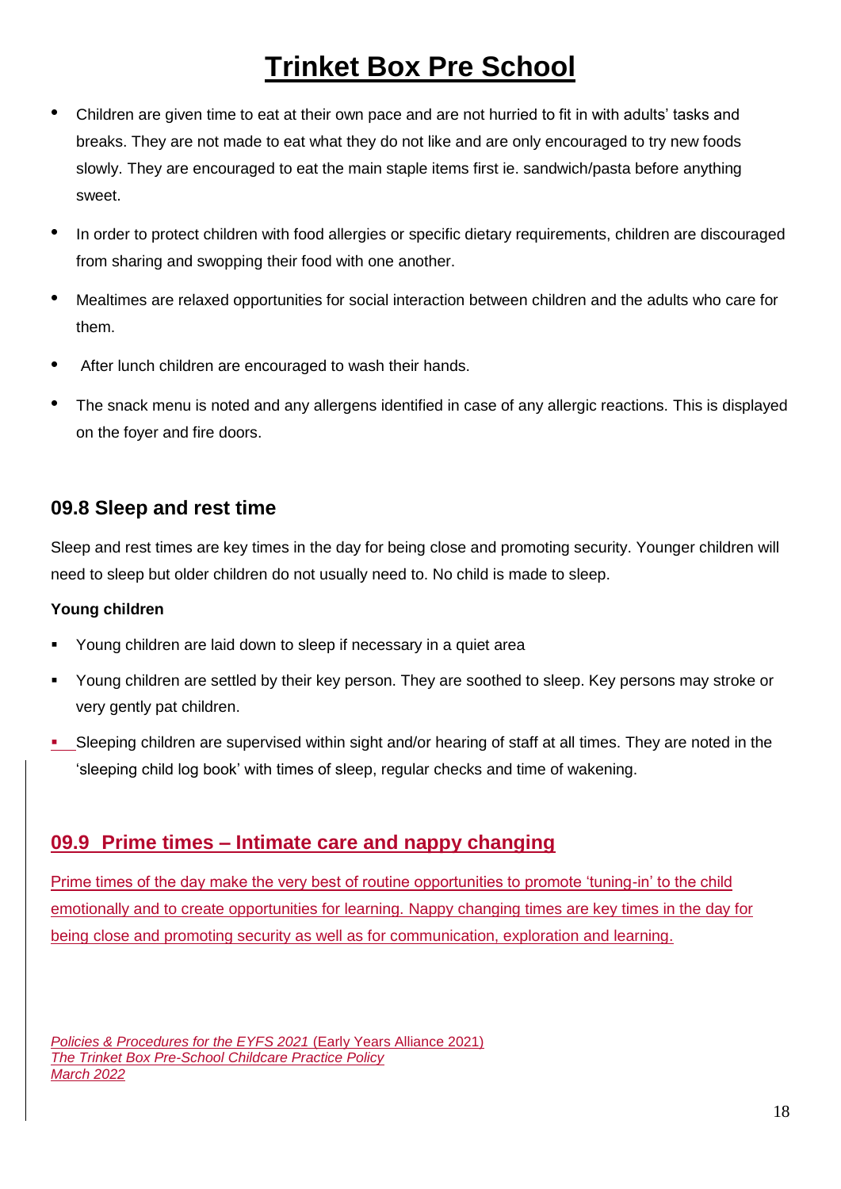- Children are given time to eat at their own pace and are not hurried to fit in with adults' tasks and breaks. They are not made to eat what they do not like and are only encouraged to try new foods slowly. They are encouraged to eat the main staple items first ie. sandwich/pasta before anything sweet.
- In order to protect children with food allergies or specific dietary requirements, children are discouraged from sharing and swopping their food with one another.
- Mealtimes are relaxed opportunities for social interaction between children and the adults who care for them.
- After lunch children are encouraged to wash their hands.
- The snack menu is noted and any allergens identified in case of any allergic reactions. This is displayed on the foyer and fire doors.

### 09.8 Sleep and rest time

Sleep and rest times are key times in the day for being close and promoting security. Younger children will need to sleep but older children do not usually need to. No child is made to sleep.

**Young children**

- Young children are laid down to sleep if necessary in a quiet area
- Young children are settled by their key person. They are soothed to sleep. Key persons may stroke or very gently pat children.
- Sleeping children are supervised within sight and/or hearing of staff at all times. They are noted in the 'sleeping child log book' with times of sleep, regular checks and time of wakening.

### 09.9 Prime times – Intimate care and nappy changing

Prime times of the day make the very best of routine opportunities to promote 'tuning-in' to the child emotionally and to create opportunities for learning. Nappy changing times are key times in the day for being close and promoting security as well as for communication, exploration and learning.

*Policies & Procedures for the EYFS 2021* (Early Years Alliance 2021)
*The Trinket Box Pre-School Childcare Practice Policy*
*March 2022*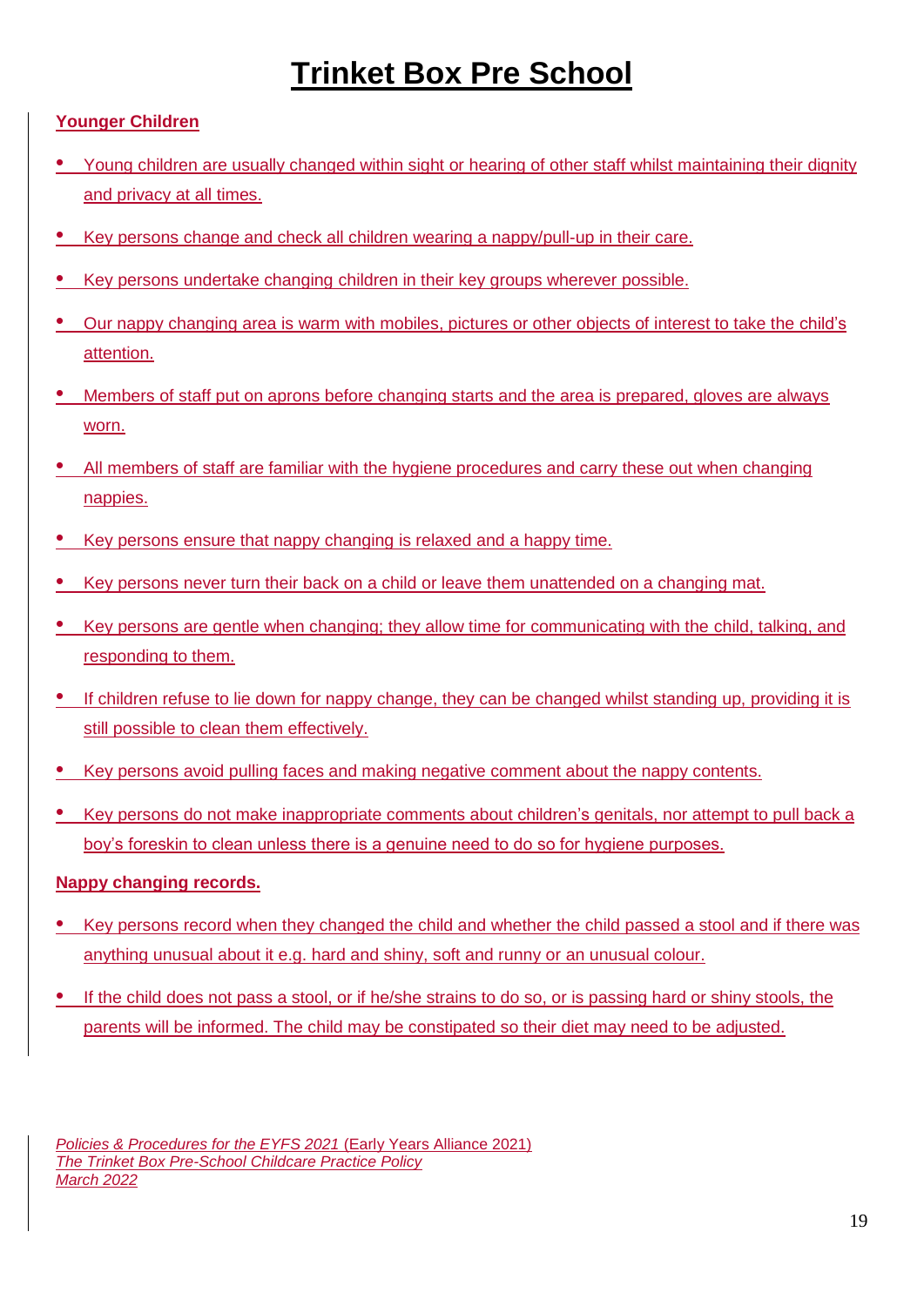# Trinket Box Pre School

**Younger Children**

- Young children are usually changed within sight or hearing of other staff whilst maintaining their dignity and privacy at all times.
- Key persons change and check all children wearing a nappy/pull-up in their care.
- Key persons undertake changing children in their key groups wherever possible.
- Our nappy changing area is warm with mobiles, pictures or other objects of interest to take the child's attention.
- Members of staff put on aprons before changing starts and the area is prepared, gloves are always worn.
- All members of staff are familiar with the hygiene procedures and carry these out when changing nappies.
- Key persons ensure that nappy changing is relaxed and a happy time.
- Key persons never turn their back on a child or leave them unattended on a changing mat.
- Key persons are gentle when changing; they allow time for communicating with the child, talking, and responding to them.
- If children refuse to lie down for nappy change, they can be changed whilst standing up, providing it is still possible to clean them effectively.
- Key persons avoid pulling faces and making negative comment about the nappy contents.
- Key persons do not make inappropriate comments about children's genitals, nor attempt to pull back a boy's foreskin to clean unless there is a genuine need to do so for hygiene purposes.

**Nappy changing records.**

- Key persons record when they changed the child and whether the child passed a stool and if there was anything unusual about it e.g. hard and shiny, soft and runny or an unusual colour.
- If the child does not pass a stool, or if he/she strains to do so, or is passing hard or shiny stools, the parents will be informed. The child may be constipated so their diet may need to be adjusted.

*Policies & Procedures for the EYFS 2021* (Early Years Alliance 2021)
*The Trinket Box Pre-School Childcare Practice Policy*
*March 2022*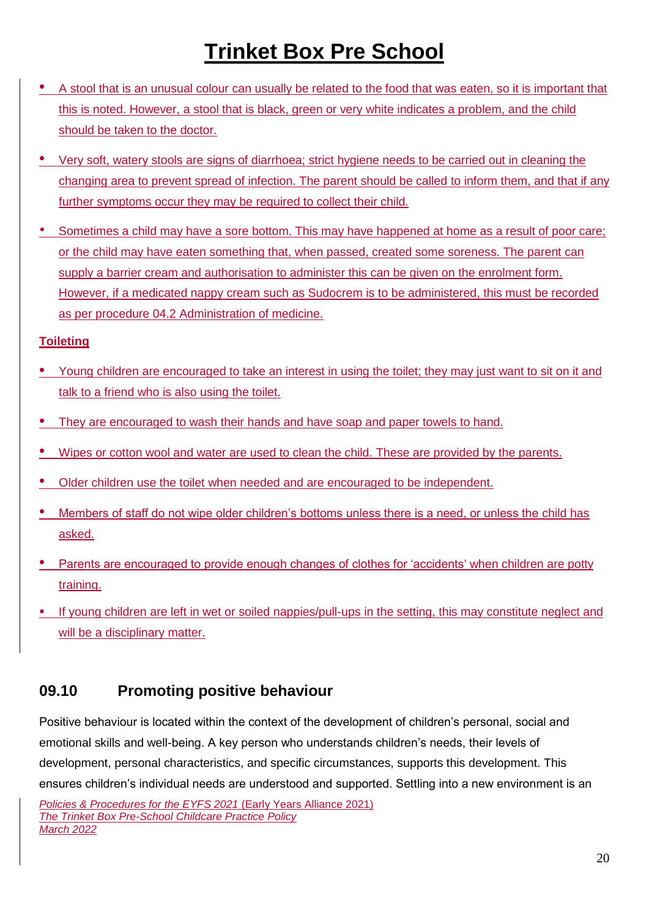- A stool that is an unusual colour can usually be related to the food that was eaten, so it is important that this is noted. However, a stool that is black, green or very white indicates a problem, and the child should be taken to the doctor.
- Very soft, watery stools are signs of diarrhoea; strict hygiene needs to be carried out in cleaning the changing area to prevent spread of infection. The parent should be called to inform them, and that if any further symptoms occur they may be required to collect their child.
- Sometimes a child may have a sore bottom. This may have happened at home as a result of poor care; or the child may have eaten something that, when passed, created some soreness. The parent can supply a barrier cream and authorisation to administer this can be given on the enrolment form. However, if a medicated nappy cream such as Sudocrem is to be administered, this must be recorded as per procedure 04.2 Administration of medicine.

**Toileting**

- Young children are encouraged to take an interest in using the toilet; they may just want to sit on it and talk to a friend who is also using the toilet.
- They are encouraged to wash their hands and have soap and paper towels to hand.
- Wipes or cotton wool and water are used to clean the child. These are provided by the parents.
- Older children use the toilet when needed and are encouraged to be independent.
- Members of staff do not wipe older children's bottoms unless there is a need, or unless the child has asked.
- Parents are encouraged to provide enough changes of clothes for 'accidents' when children are potty training.
- If young children are left in wet or soiled nappies/pull-ups in the setting, this may constitute neglect and will be a disciplinary matter.

## 09.10 Promoting positive behaviour

Positive behaviour is located within the context of the development of children's personal, social and emotional skills and well-being. A key person who understands children's needs, their levels of development, personal characteristics, and specific circumstances, supports this development. This ensures children's individual needs are understood and supported. Settling into a new environment is an

*Policies & Procedures for the EYFS 2021* (Early Years Alliance 2021)
*The Trinket Box Pre-School Childcare Practice Policy*
*March 2022*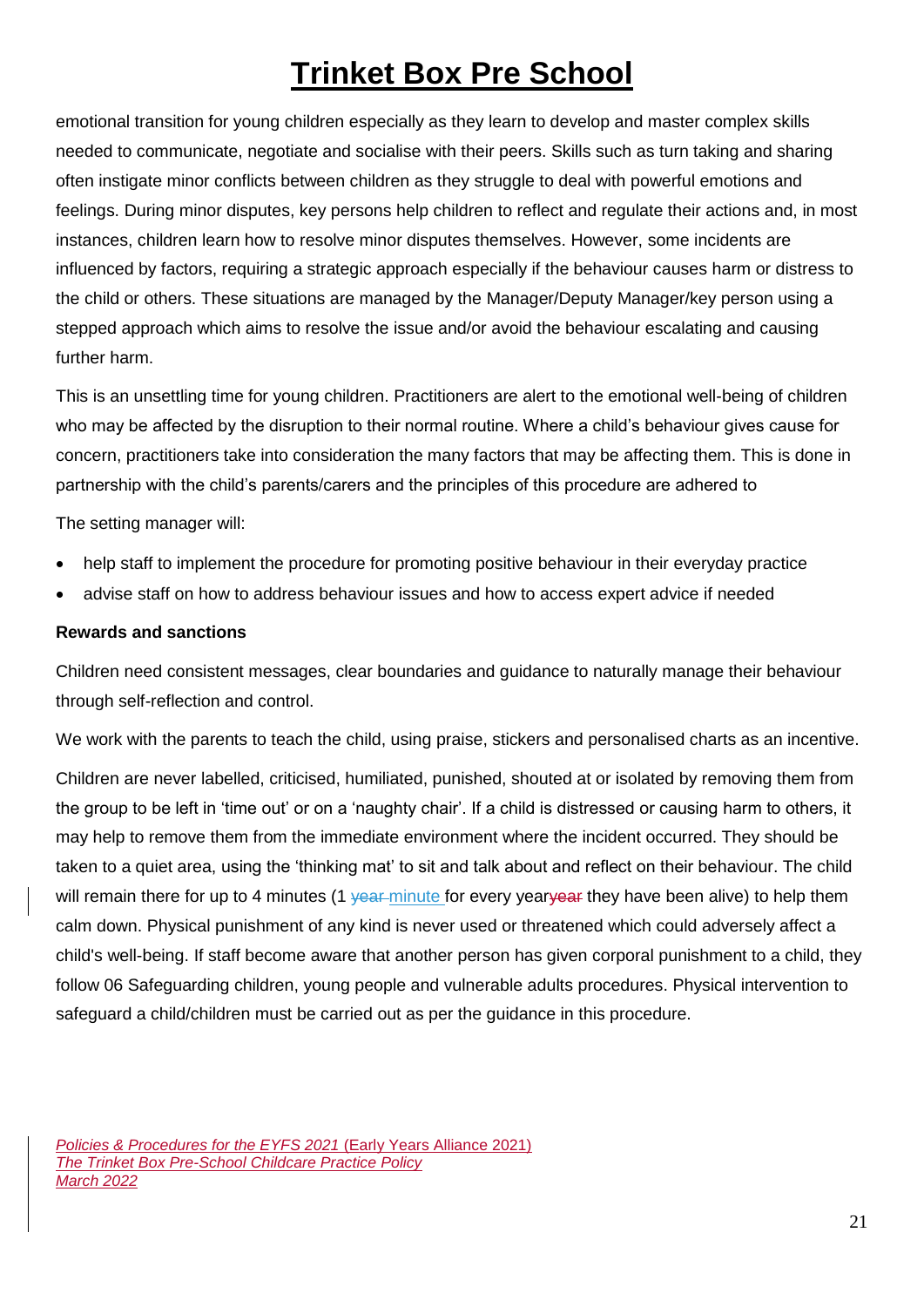emotional transition for young children especially as they learn to develop and master complex skills needed to communicate, negotiate and socialise with their peers. Skills such as turn taking and sharing often instigate minor conflicts between children as they struggle to deal with powerful emotions and feelings. During minor disputes, key persons help children to reflect and regulate their actions and, in most instances, children learn how to resolve minor disputes themselves. However, some incidents are influenced by factors, requiring a strategic approach especially if the behaviour causes harm or distress to the child or others. These situations are managed by the Manager/Deputy Manager/key person using a stepped approach which aims to resolve the issue and/or avoid the behaviour escalating and causing further harm.

This is an unsettling time for young children. Practitioners are alert to the emotional well-being of children who may be affected by the disruption to their normal routine. Where a child's behaviour gives cause for concern, practitioners take into consideration the many factors that may be affecting them. This is done in partnership with the child's parents/carers and the principles of this procedure are adhered to

The setting manager will:

- help staff to implement the procedure for promoting positive behaviour in their everyday practice
- advise staff on how to address behaviour issues and how to access expert advice if needed

**Rewards and sanctions**

Children need consistent messages, clear boundaries and guidance to naturally manage their behaviour through self-reflection and control.

We work with the parents to teach the child, using praise, stickers and personalised charts as an incentive.

Children are never labelled, criticised, humiliated, punished, shouted at or isolated by removing them from the group to be left in 'time out' or on a 'naughty chair'. If a child is distressed or causing harm to others, it may help to remove them from the immediate environment where the incident occurred. They should be taken to a quiet area, using the 'thinking mat' to sit and talk about and reflect on their behaviour. The child will remain there for up to 4 minutes (1 minute for every year they have been alive) to help them calm down. Physical punishment of any kind is never used or threatened which could adversely affect a child's well-being. If staff become aware that another person has given corporal punishment to a child, they follow 06 Safeguarding children, young people and vulnerable adults procedures. Physical intervention to safeguard a child/children must be carried out as per the guidance in this procedure.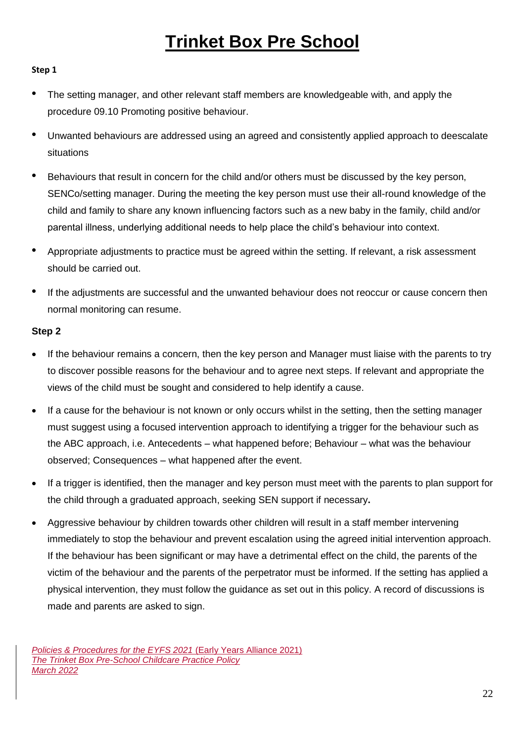**Step 1**

- The setting manager, and other relevant staff members are knowledgeable with, and apply the procedure 09.10 Promoting positive behaviour.
- Unwanted behaviours are addressed using an agreed and consistently applied approach to deescalate situations
- Behaviours that result in concern for the child and/or others must be discussed by the key person, SENCo/setting manager. During the meeting the key person must use their all-round knowledge of the child and family to share any known influencing factors such as a new baby in the family, child and/or parental illness, underlying additional needs to help place the child's behaviour into context.
- Appropriate adjustments to practice must be agreed within the setting. If relevant, a risk assessment should be carried out.
- If the adjustments are successful and the unwanted behaviour does not reoccur or cause concern then normal monitoring can resume.

**Step 2**

- If the behaviour remains a concern, then the key person and Manager must liaise with the parents to try to discover possible reasons for the behaviour and to agree next steps. If relevant and appropriate the views of the child must be sought and considered to help identify a cause.
- If a cause for the behaviour is not known or only occurs whilst in the setting, then the setting manager must suggest using a focused intervention approach to identifying a trigger for the behaviour such as the ABC approach, i.e. Antecedents – what happened before; Behaviour – what was the behaviour observed; Consequences – what happened after the event.
- If a trigger is identified, then the manager and key person must meet with the parents to plan support for the child through a graduated approach, seeking SEN support if necessary**.**
- Aggressive behaviour by children towards other children will result in a staff member intervening immediately to stop the behaviour and prevent escalation using the agreed initial intervention approach. If the behaviour has been significant or may have a detrimental effect on the child, the parents of the victim of the behaviour and the parents of the perpetrator must be informed. If the setting has applied a physical intervention, they must follow the guidance as set out in this policy. A record of discussions is made and parents are asked to sign.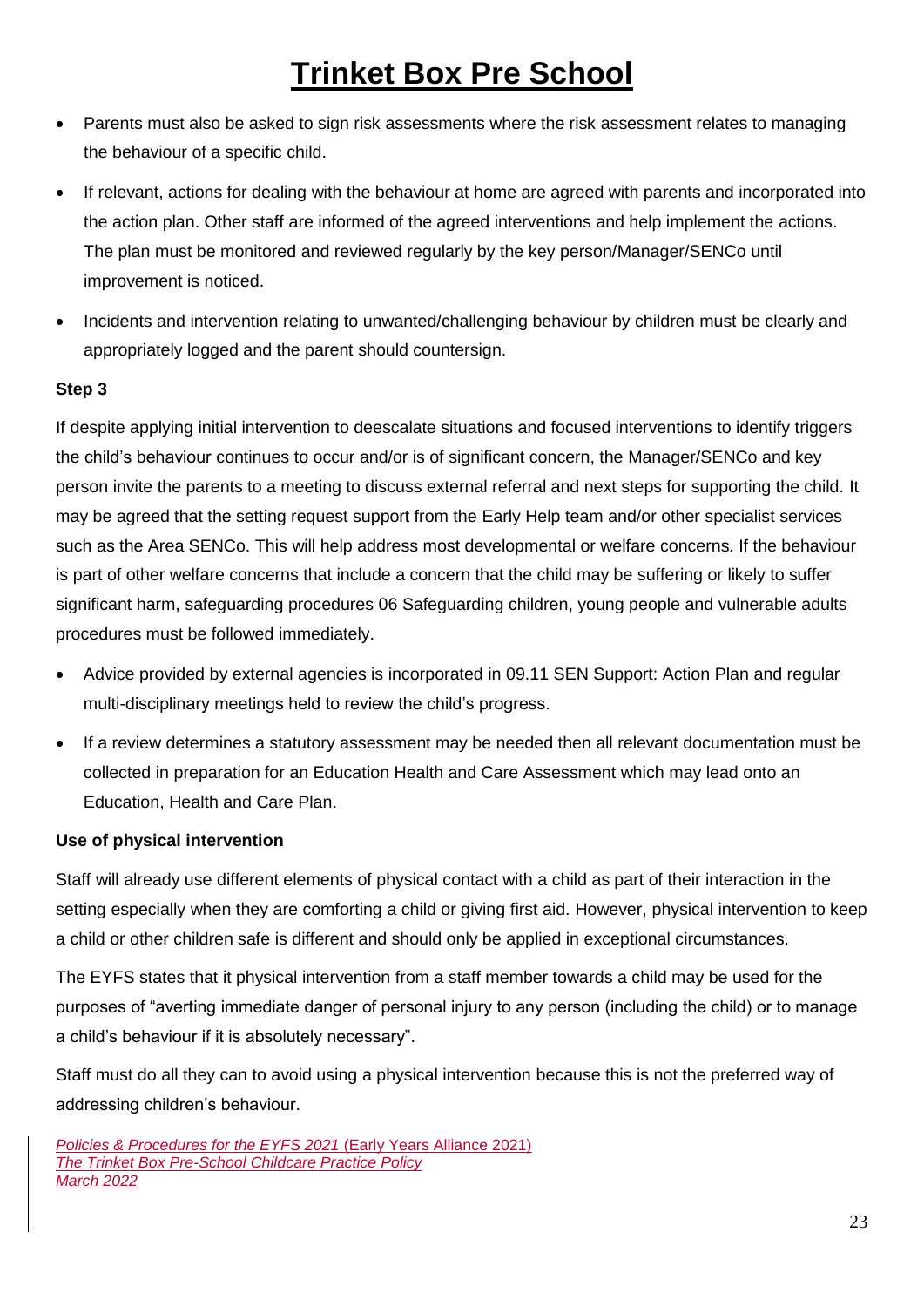- Parents must also be asked to sign risk assessments where the risk assessment relates to managing the behaviour of a specific child.
- If relevant, actions for dealing with the behaviour at home are agreed with parents and incorporated into the action plan. Other staff are informed of the agreed interventions and help implement the actions. The plan must be monitored and reviewed regularly by the key person/Manager/SENCo until improvement is noticed.
- Incidents and intervention relating to unwanted/challenging behaviour by children must be clearly and appropriately logged and the parent should countersign.

**Step 3**

If despite applying initial intervention to deescalate situations and focused interventions to identify triggers the child's behaviour continues to occur and/or is of significant concern, the Manager/SENCo and key person invite the parents to a meeting to discuss external referral and next steps for supporting the child. It may be agreed that the setting request support from the Early Help team and/or other specialist services such as the Area SENCo. This will help address most developmental or welfare concerns. If the behaviour is part of other welfare concerns that include a concern that the child may be suffering or likely to suffer significant harm, safeguarding procedures 06 Safeguarding children, young people and vulnerable adults procedures must be followed immediately.

- Advice provided by external agencies is incorporated in 09.11 SEN Support: Action Plan and regular multi-disciplinary meetings held to review the child's progress.
- If a review determines a statutory assessment may be needed then all relevant documentation must be collected in preparation for an Education Health and Care Assessment which may lead onto an Education, Health and Care Plan.

**Use of physical intervention**

Staff will already use different elements of physical contact with a child as part of their interaction in the setting especially when they are comforting a child or giving first aid. However, physical intervention to keep a child or other children safe is different and should only be applied in exceptional circumstances.

The EYFS states that it physical intervention from a staff member towards a child may be used for the purposes of "averting immediate danger of personal injury to any person (including the child) or to manage a child's behaviour if it is absolutely necessary".

Staff must do all they can to avoid using a physical intervention because this is not the preferred way of addressing children's behaviour.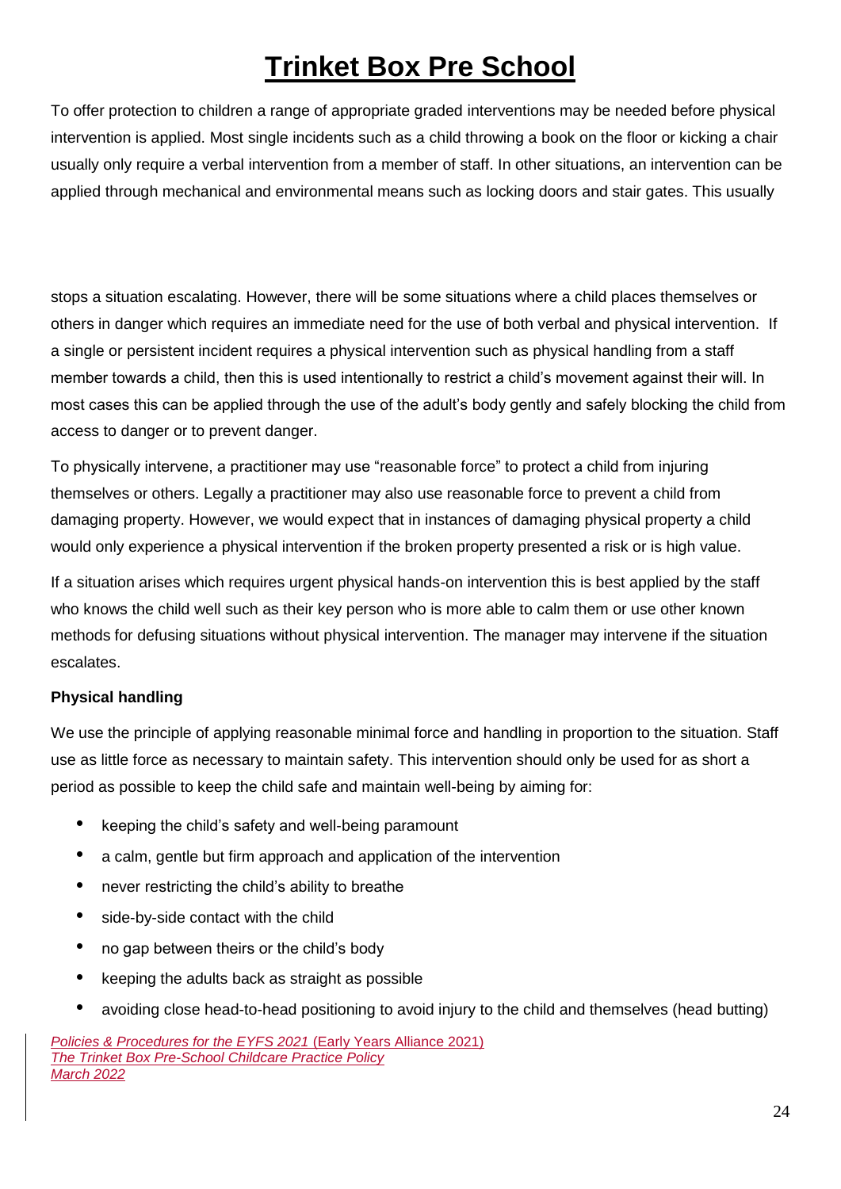To offer protection to children a range of appropriate graded interventions may be needed before physical intervention is applied. Most single incidents such as a child throwing a book on the floor or kicking a chair usually only require a verbal intervention from a member of staff. In other situations, an intervention can be applied through mechanical and environmental means such as locking doors and stair gates. This usually stops a situation escalating. However, there will be some situations where a child places themselves or others in danger which requires an immediate need for the use of both verbal and physical intervention. If a single or persistent incident requires a physical intervention such as physical handling from a staff member towards a child, then this is used intentionally to restrict a child's movement against their will. In most cases this can be applied through the use of the adult's body gently and safely blocking the child from access to danger or to prevent danger.

To physically intervene, a practitioner may use "reasonable force" to protect a child from injuring themselves or others. Legally a practitioner may also use reasonable force to prevent a child from damaging property. However, we would expect that in instances of damaging physical property a child would only experience a physical intervention if the broken property presented a risk or is high value.

If a situation arises which requires urgent physical hands-on intervention this is best applied by the staff who knows the child well such as their key person who is more able to calm them or use other known methods for defusing situations without physical intervention. The manager may intervene if the situation escalates.

**Physical handling**

We use the principle of applying reasonable minimal force and handling in proportion to the situation. Staff use as little force as necessary to maintain safety. This intervention should only be used for as short a period as possible to keep the child safe and maintain well-being by aiming for:

- keeping the child's safety and well-being paramount
- a calm, gentle but firm approach and application of the intervention
- never restricting the child's ability to breathe
- side-by-side contact with the child
- no gap between theirs or the child's body
- keeping the adults back as straight as possible
- avoiding close head-to-head positioning to avoid injury to the child and themselves (head butting)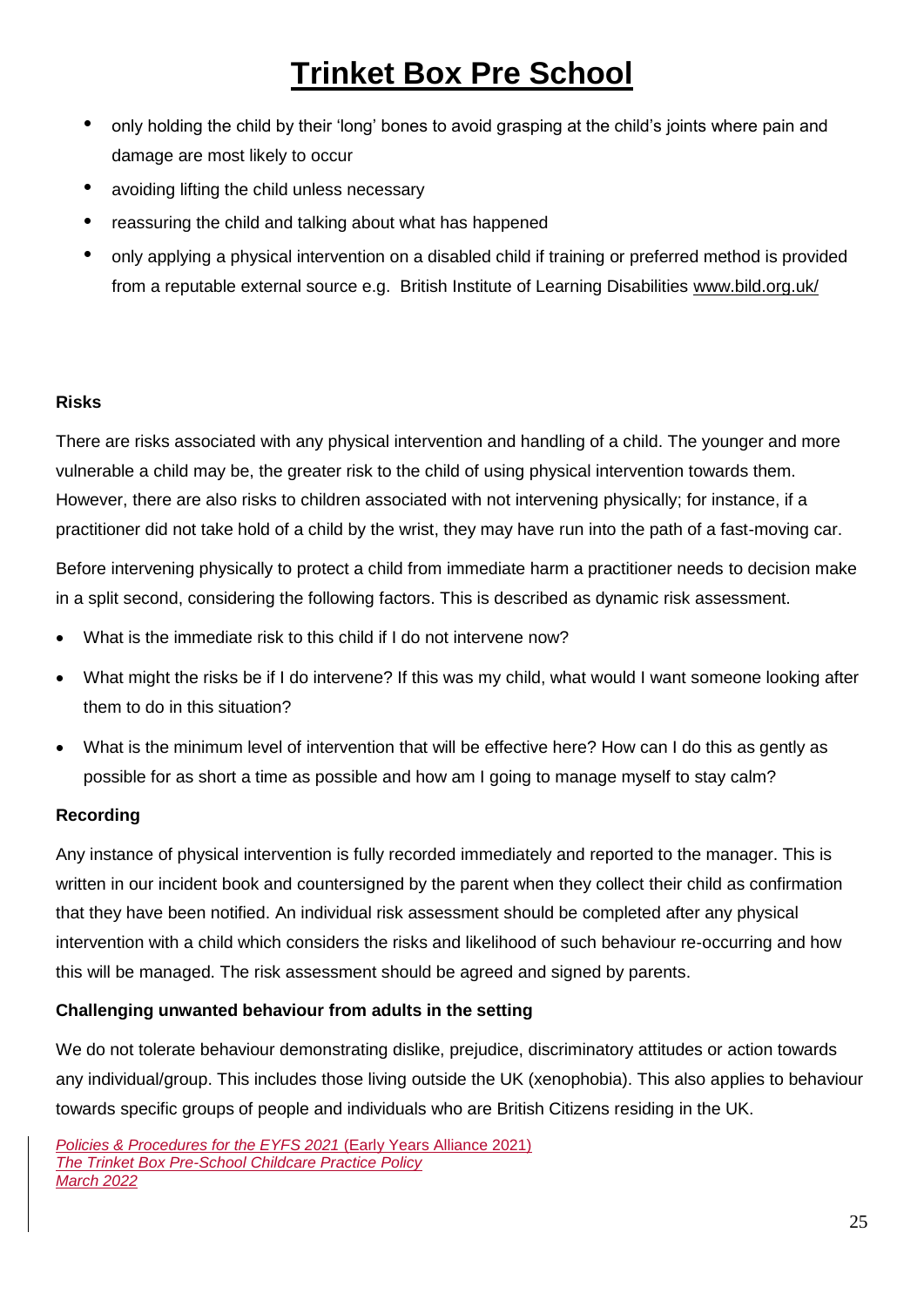- only holding the child by their 'long' bones to avoid grasping at the child's joints where pain and damage are most likely to occur
- avoiding lifting the child unless necessary
- reassuring the child and talking about what has happened
- only applying a physical intervention on a disabled child if training or preferred method is provided from a reputable external source e.g. British Institute of Learning Disabilities www.bild.org.uk/

**Risks**

There are risks associated with any physical intervention and handling of a child. The younger and more vulnerable a child may be, the greater risk to the child of using physical intervention towards them. However, there are also risks to children associated with not intervening physically; for instance, if a practitioner did not take hold of a child by the wrist, they may have run into the path of a fast-moving car.

Before intervening physically to protect a child from immediate harm a practitioner needs to decision make in a split second, considering the following factors. This is described as dynamic risk assessment.

- What is the immediate risk to this child if I do not intervene now?
- What might the risks be if I do intervene? If this was my child, what would I want someone looking after them to do in this situation?
- What is the minimum level of intervention that will be effective here? How can I do this as gently as possible for as short a time as possible and how am I going to manage myself to stay calm?

**Recording**

Any instance of physical intervention is fully recorded immediately and reported to the manager. This is written in our incident book and countersigned by the parent when they collect their child as confirmation that they have been notified. An individual risk assessment should be completed after any physical intervention with a child which considers the risks and likelihood of such behaviour re-occurring and how this will be managed. The risk assessment should be agreed and signed by parents.

**Challenging unwanted behaviour from adults in the setting**

We do not tolerate behaviour demonstrating dislike, prejudice, discriminatory attitudes or action towards any individual/group. This includes those living outside the UK (xenophobia). This also applies to behaviour towards specific groups of people and individuals who are British Citizens residing in the UK.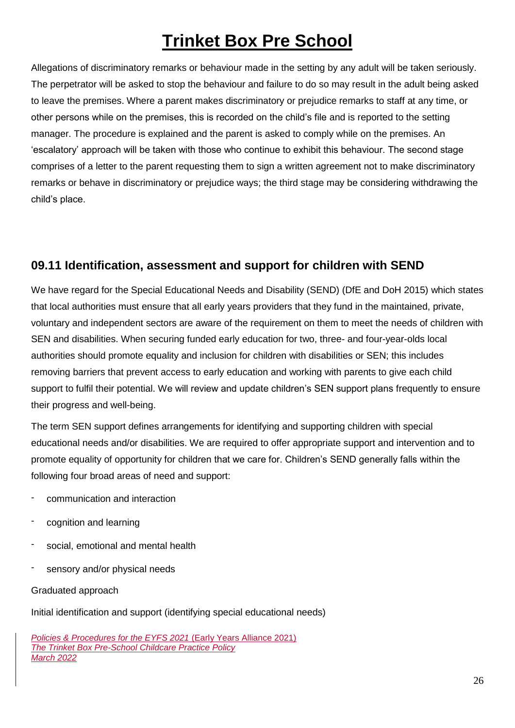# Trinket Box Pre School

Allegations of discriminatory remarks or behaviour made in the setting by any adult will be taken seriously. The perpetrator will be asked to stop the behaviour and failure to do so may result in the adult being asked to leave the premises. Where a parent makes discriminatory or prejudice remarks to staff at any time, or other persons while on the premises, this is recorded on the child's file and is reported to the setting manager. The procedure is explained and the parent is asked to comply while on the premises. An 'escalatory' approach will be taken with those who continue to exhibit this behaviour. The second stage comprises of a letter to the parent requesting them to sign a written agreement not to make discriminatory remarks or behave in discriminatory or prejudice ways; the third stage may be considering withdrawing the child's place.

## 09.11 Identification, assessment and support for children with SEND

We have regard for the Special Educational Needs and Disability (SEND) (DfE and DoH 2015) which states that local authorities must ensure that all early years providers that they fund in the maintained, private, voluntary and independent sectors are aware of the requirement on them to meet the needs of children with SEN and disabilities. When securing funded early education for two, three- and four-year-olds local authorities should promote equality and inclusion for children with disabilities or SEN; this includes removing barriers that prevent access to early education and working with parents to give each child support to fulfil their potential. We will review and update children's SEN support plans frequently to ensure their progress and well-being.

The term SEN support defines arrangements for identifying and supporting children with special educational needs and/or disabilities. We are required to offer appropriate support and intervention and to promote equality of opportunity for children that we care for. Children's SEND generally falls within the following four broad areas of need and support:

- communication and interaction
- cognition and learning
- social, emotional and mental health
- sensory and/or physical needs

Graduated approach

Initial identification and support (identifying special educational needs)

*Policies & Procedures for the EYFS 2021* (Early Years Alliance 2021)
*The Trinket Box Pre-School Childcare Practice Policy*
*March 2022*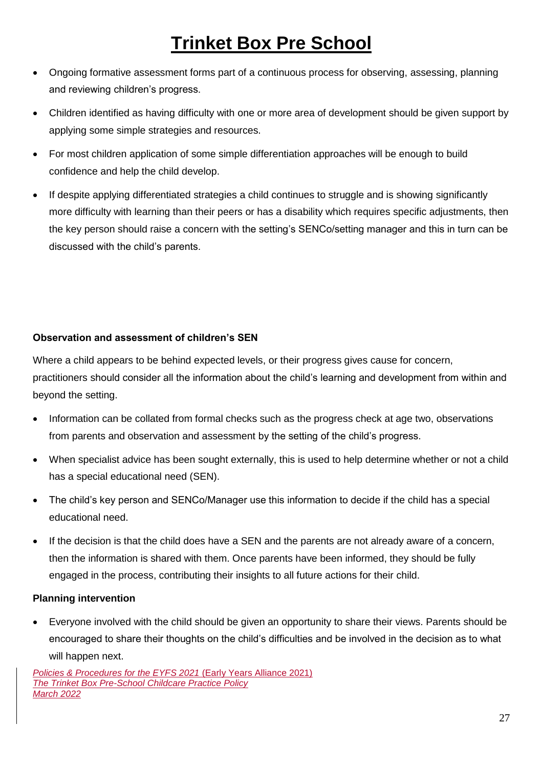- Ongoing formative assessment forms part of a continuous process for observing, assessing, planning and reviewing children's progress.
- Children identified as having difficulty with one or more area of development should be given support by applying some simple strategies and resources.
- For most children application of some simple differentiation approaches will be enough to build confidence and help the child develop.
- If despite applying differentiated strategies a child continues to struggle and is showing significantly more difficulty with learning than their peers or has a disability which requires specific adjustments, then the key person should raise a concern with the setting's SENCo/setting manager and this in turn can be discussed with the child's parents.

**Observation and assessment of children's SEN**

Where a child appears to be behind expected levels, or their progress gives cause for concern, practitioners should consider all the information about the child's learning and development from within and beyond the setting.

- Information can be collated from formal checks such as the progress check at age two, observations from parents and observation and assessment by the setting of the child's progress.
- When specialist advice has been sought externally, this is used to help determine whether or not a child has a special educational need (SEN).
- The child's key person and SENCo/Manager use this information to decide if the child has a special educational need.
- If the decision is that the child does have a SEN and the parents are not already aware of a concern, then the information is shared with them. Once parents have been informed, they should be fully engaged in the process, contributing their insights to all future actions for their child.

**Planning intervention**

- Everyone involved with the child should be given an opportunity to share their views. Parents should be encouraged to share their thoughts on the child's difficulties and be involved in the decision as to what will happen next.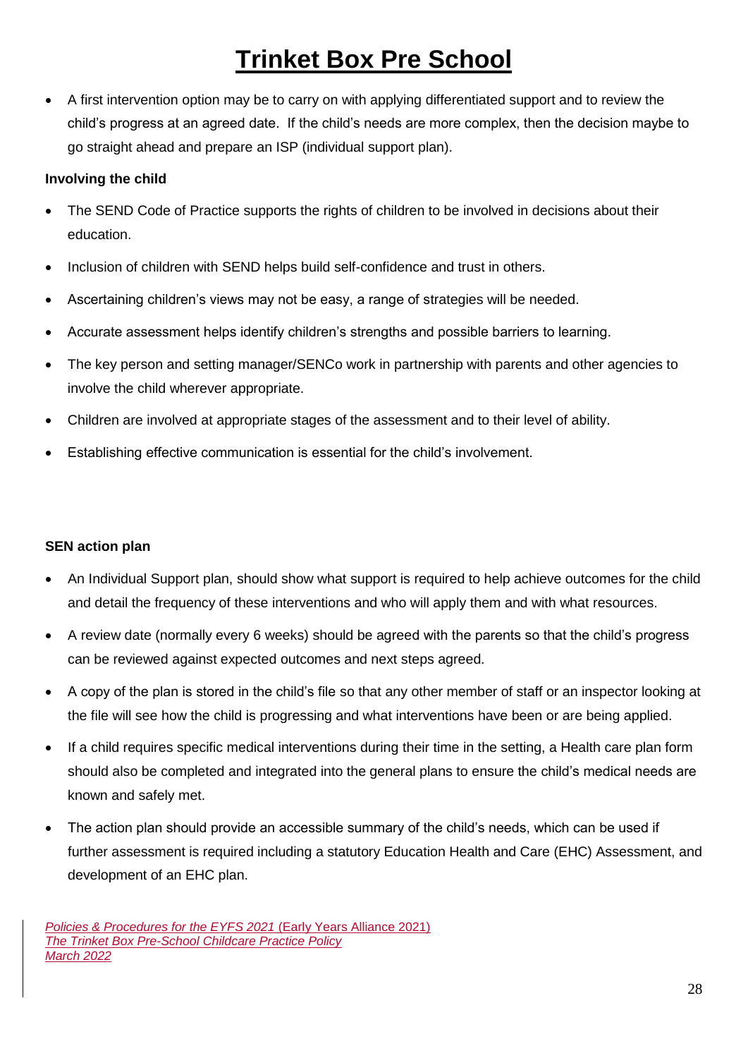- A first intervention option may be to carry on with applying differentiated support and to review the child's progress at an agreed date. If the child's needs are more complex, then the decision maybe to go straight ahead and prepare an ISP (individual support plan).

**Involving the child**

- The SEND Code of Practice supports the rights of children to be involved in decisions about their education.
- Inclusion of children with SEND helps build self-confidence and trust in others.
- Ascertaining children's views may not be easy, a range of strategies will be needed.
- Accurate assessment helps identify children's strengths and possible barriers to learning.
- The key person and setting manager/SENCo work in partnership with parents and other agencies to involve the child wherever appropriate.
- Children are involved at appropriate stages of the assessment and to their level of ability.
- Establishing effective communication is essential for the child's involvement.

**SEN action plan**

- An Individual Support plan, should show what support is required to help achieve outcomes for the child and detail the frequency of these interventions and who will apply them and with what resources.
- A review date (normally every 6 weeks) should be agreed with the parents so that the child's progress can be reviewed against expected outcomes and next steps agreed.
- A copy of the plan is stored in the child's file so that any other member of staff or an inspector looking at the file will see how the child is progressing and what interventions have been or are being applied.
- If a child requires specific medical interventions during their time in the setting, a Health care plan form should also be completed and integrated into the general plans to ensure the child's medical needs are known and safely met.
- The action plan should provide an accessible summary of the child's needs, which can be used if further assessment is required including a statutory Education Health and Care (EHC) Assessment, and development of an EHC plan.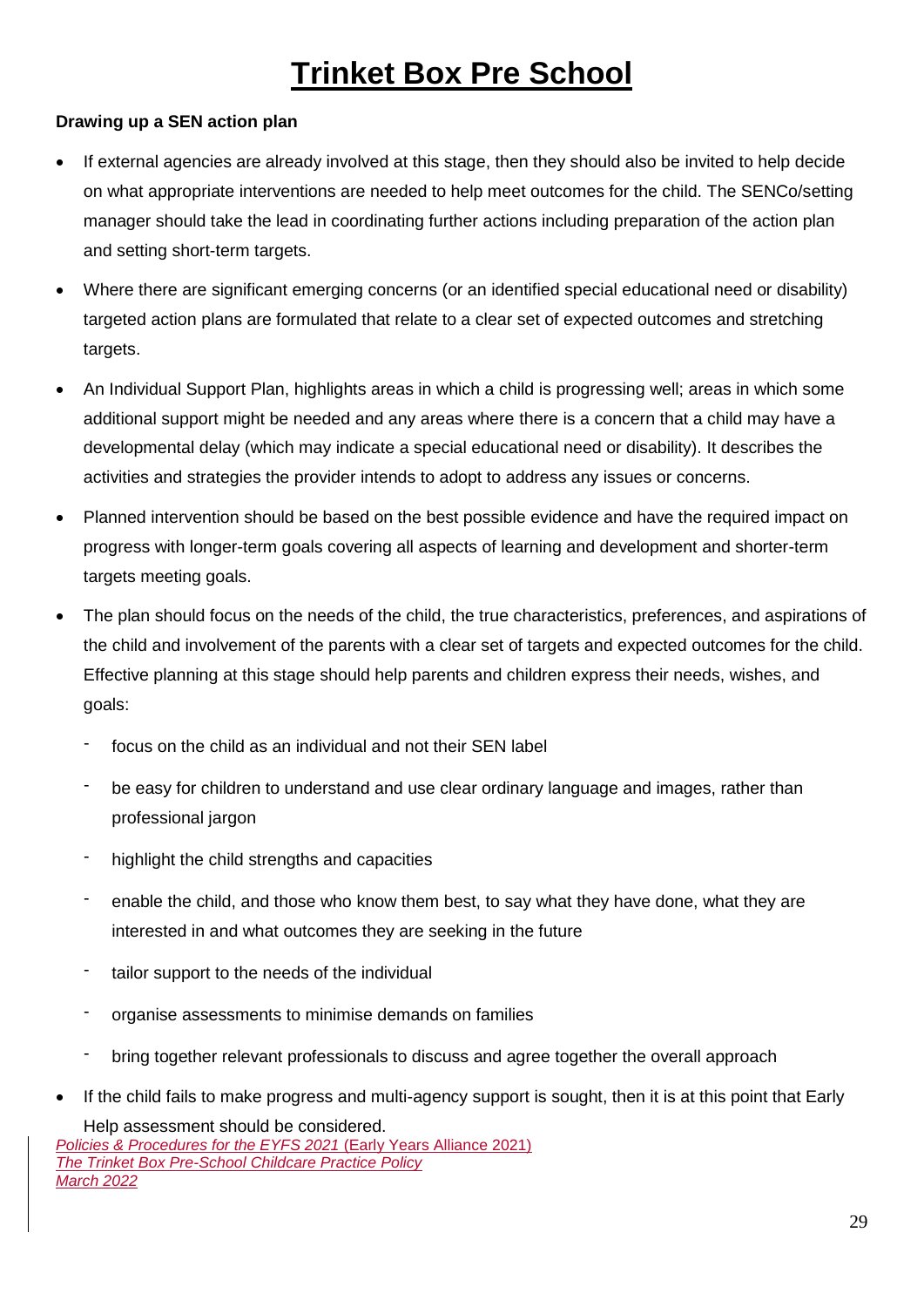# Trinket Box Pre School

**Drawing up a SEN action plan**

- If external agencies are already involved at this stage, then they should also be invited to help decide on what appropriate interventions are needed to help meet outcomes for the child. The SENCo/setting manager should take the lead in coordinating further actions including preparation of the action plan and setting short-term targets.
- Where there are significant emerging concerns (or an identified special educational need or disability) targeted action plans are formulated that relate to a clear set of expected outcomes and stretching targets.
- An Individual Support Plan, highlights areas in which a child is progressing well; areas in which some additional support might be needed and any areas where there is a concern that a child may have a developmental delay (which may indicate a special educational need or disability). It describes the activities and strategies the provider intends to adopt to address any issues or concerns.
- Planned intervention should be based on the best possible evidence and have the required impact on progress with longer-term goals covering all aspects of learning and development and shorter-term targets meeting goals.
- The plan should focus on the needs of the child, the true characteristics, preferences, and aspirations of the child and involvement of the parents with a clear set of targets and expected outcomes for the child. Effective planning at this stage should help parents and children express their needs, wishes, and goals:
  - focus on the child as an individual and not their SEN label
  - be easy for children to understand and use clear ordinary language and images, rather than professional jargon
  - highlight the child strengths and capacities
  - enable the child, and those who know them best, to say what they have done, what they are interested in and what outcomes they are seeking in the future
  - tailor support to the needs of the individual
  - organise assessments to minimise demands on families
  - bring together relevant professionals to discuss and agree together the overall approach
- If the child fails to make progress and multi-agency support is sought, then it is at this point that Early Help assessment should be considered.

*Policies & Procedures for the EYFS 2021* (Early Years Alliance 2021)
*The Trinket Box Pre-School Childcare Practice Policy*
*March 2022*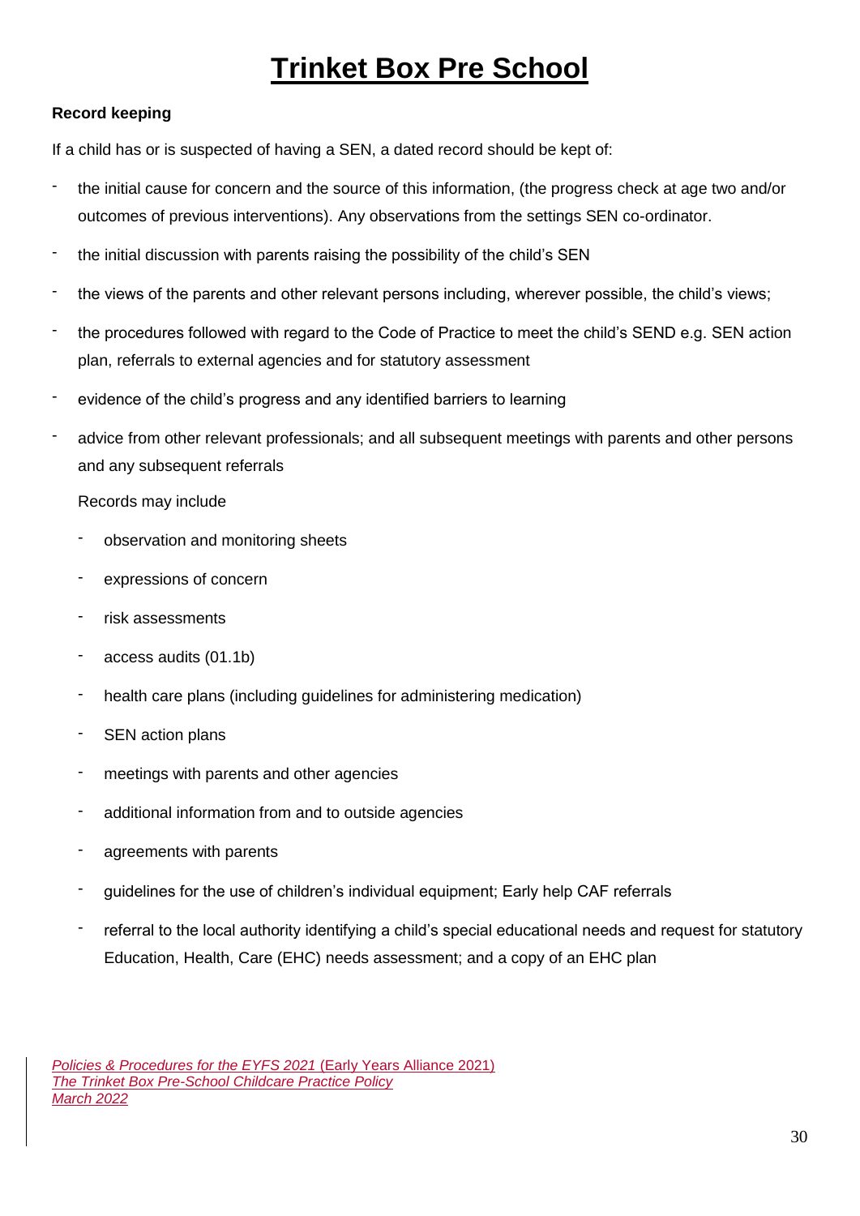# Trinket Box Pre School

**Record keeping**

If a child has or is suspected of having a SEN, a dated record should be kept of:

- the initial cause for concern and the source of this information, (the progress check at age two and/or outcomes of previous interventions). Any observations from the settings SEN co-ordinator.
- the initial discussion with parents raising the possibility of the child's SEN
- the views of the parents and other relevant persons including, wherever possible, the child's views;
- the procedures followed with regard to the Code of Practice to meet the child's SEND e.g. SEN action plan, referrals to external agencies and for statutory assessment
- evidence of the child's progress and any identified barriers to learning
- advice from other relevant professionals; and all subsequent meetings with parents and other persons and any subsequent referrals

  Records may include

  - observation and monitoring sheets
  - expressions of concern
  - risk assessments
  - access audits (01.1b)
  - health care plans (including guidelines for administering medication)
  - SEN action plans
  - meetings with parents and other agencies
  - additional information from and to outside agencies
  - agreements with parents
  - guidelines for the use of children's individual equipment; Early help CAF referrals
  - referral to the local authority identifying a child's special educational needs and request for statutory Education, Health, Care (EHC) needs assessment; and a copy of an EHC plan

*Policies & Procedures for the EYFS 2021* (Early Years Alliance 2021)
*The Trinket Box Pre-School Childcare Practice Policy*
*March 2022*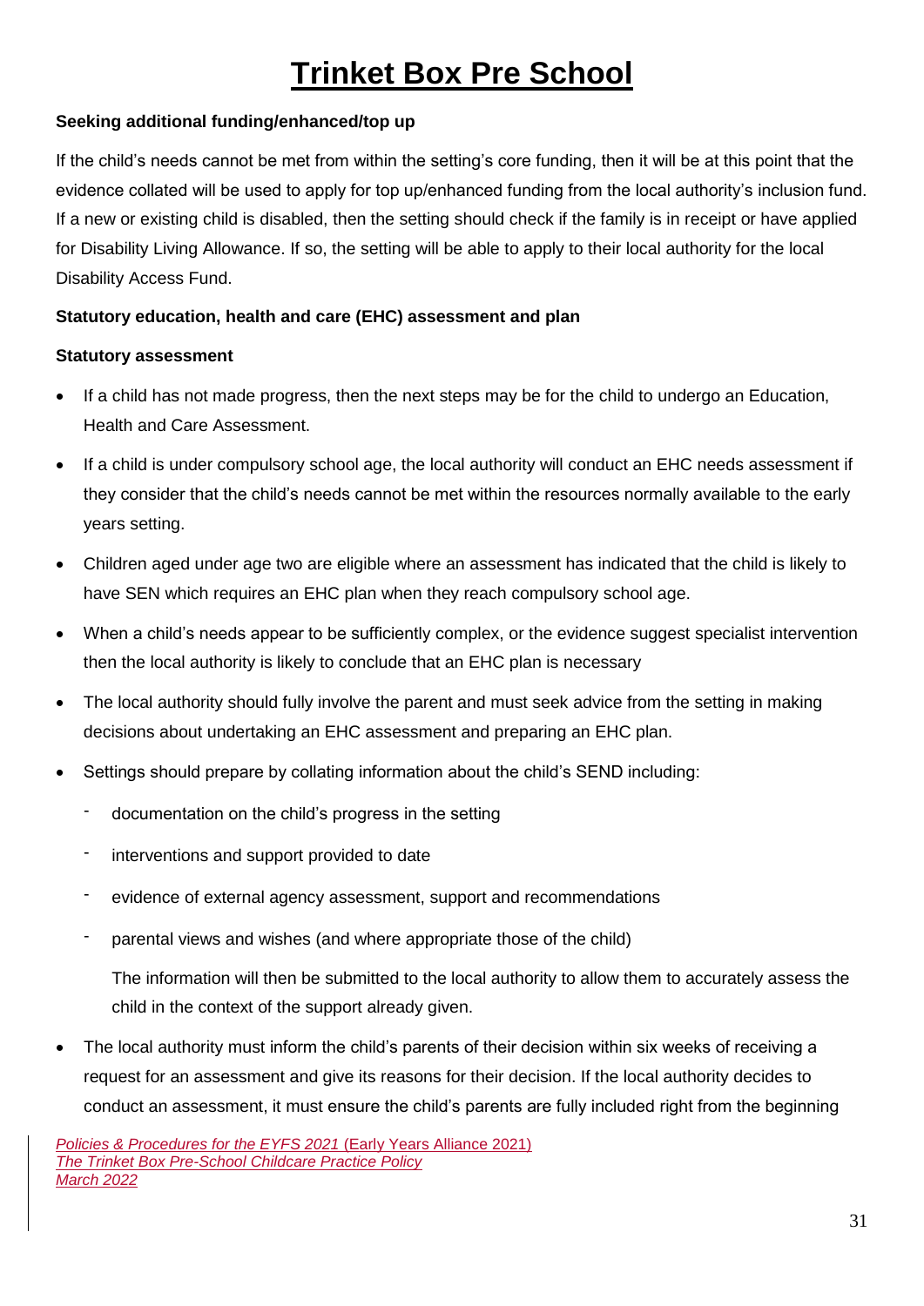# Trinket Box Pre School

**Seeking additional funding/enhanced/top up**

If the child's needs cannot be met from within the setting's core funding, then it will be at this point that the evidence collated will be used to apply for top up/enhanced funding from the local authority's inclusion fund. If a new or existing child is disabled, then the setting should check if the family is in receipt or have applied for Disability Living Allowance. If so, the setting will be able to apply to their local authority for the local Disability Access Fund.

**Statutory education, health and care (EHC) assessment and plan**

**Statutory assessment**

- If a child has not made progress, then the next steps may be for the child to undergo an Education, Health and Care Assessment.
- If a child is under compulsory school age, the local authority will conduct an EHC needs assessment if they consider that the child's needs cannot be met within the resources normally available to the early years setting.
- Children aged under age two are eligible where an assessment has indicated that the child is likely to have SEN which requires an EHC plan when they reach compulsory school age.
- When a child's needs appear to be sufficiently complex, or the evidence suggest specialist intervention then the local authority is likely to conclude that an EHC plan is necessary
- The local authority should fully involve the parent and must seek advice from the setting in making decisions about undertaking an EHC assessment and preparing an EHC plan.
- Settings should prepare by collating information about the child's SEND including:
  - documentation on the child's progress in the setting
  - interventions and support provided to date
  - evidence of external agency assessment, support and recommendations
  - parental views and wishes (and where appropriate those of the child)

  The information will then be submitted to the local authority to allow them to accurately assess the child in the context of the support already given.
- The local authority must inform the child's parents of their decision within six weeks of receiving a request for an assessment and give its reasons for their decision. If the local authority decides to conduct an assessment, it must ensure the child's parents are fully included right from the beginning

*Policies & Procedures for the EYFS 2021* (Early Years Alliance 2021)
*The Trinket Box Pre-School Childcare Practice Policy*
*March 2022*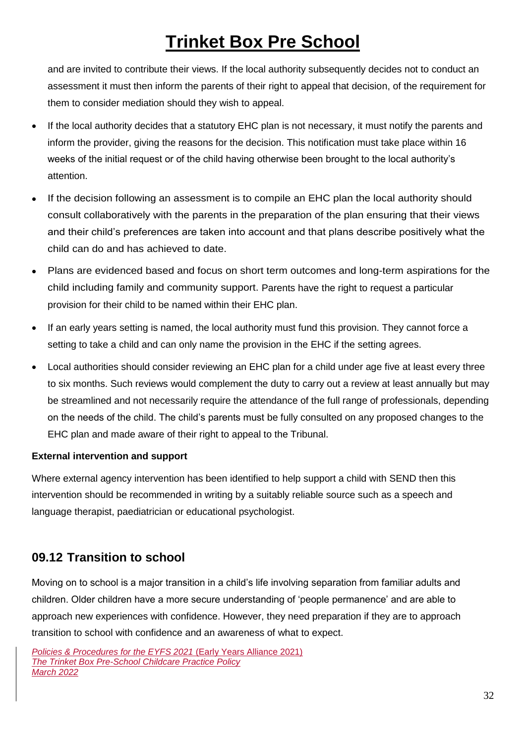and are invited to contribute their views. If the local authority subsequently decides not to conduct an assessment it must then inform the parents of their right to appeal that decision, of the requirement for them to consider mediation should they wish to appeal.

- If the local authority decides that a statutory EHC plan is not necessary, it must notify the parents and inform the provider, giving the reasons for the decision. This notification must take place within 16 weeks of the initial request or of the child having otherwise been brought to the local authority's attention.
- If the decision following an assessment is to compile an EHC plan the local authority should consult collaboratively with the parents in the preparation of the plan ensuring that their views and their child's preferences are taken into account and that plans describe positively what the child can do and has achieved to date.
- Plans are evidenced based and focus on short term outcomes and long-term aspirations for the child including family and community support. Parents have the right to request a particular provision for their child to be named within their EHC plan.
- If an early years setting is named, the local authority must fund this provision. They cannot force a setting to take a child and can only name the provision in the EHC if the setting agrees.
- Local authorities should consider reviewing an EHC plan for a child under age five at least every three to six months. Such reviews would complement the duty to carry out a review at least annually but may be streamlined and not necessarily require the attendance of the full range of professionals, depending on the needs of the child. The child's parents must be fully consulted on any proposed changes to the EHC plan and made aware of their right to appeal to the Tribunal.

**External intervention and support**

Where external agency intervention has been identified to help support a child with SEND then this intervention should be recommended in writing by a suitably reliable source such as a speech and language therapist, paediatrician or educational psychologist.

## 09.12 Transition to school

Moving on to school is a major transition in a child's life involving separation from familiar adults and children. Older children have a more secure understanding of 'people permanence' and are able to approach new experiences with confidence. However, they need preparation if they are to approach transition to school with confidence and an awareness of what to expect.

*Policies & Procedures for the EYFS 2021* (Early Years Alliance 2021)
*The Trinket Box Pre-School Childcare Practice Policy*
*March 2022*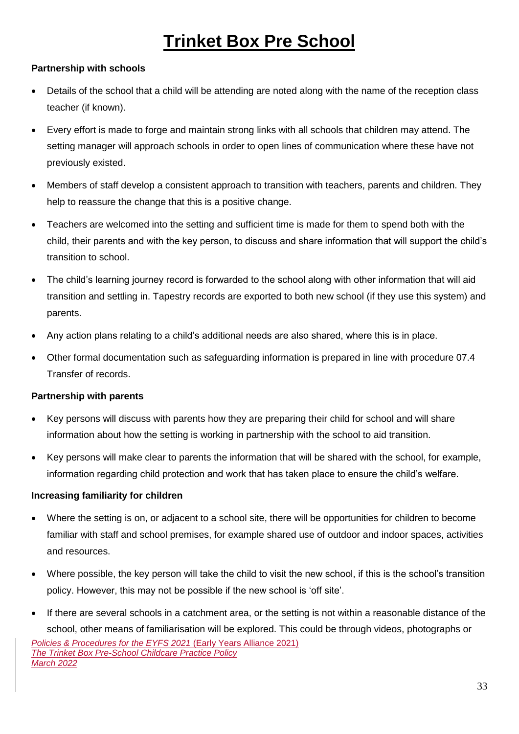# Trinket Box Pre School

**Partnership with schools**

- Details of the school that a child will be attending are noted along with the name of the reception class teacher (if known).
- Every effort is made to forge and maintain strong links with all schools that children may attend. The setting manager will approach schools in order to open lines of communication where these have not previously existed.
- Members of staff develop a consistent approach to transition with teachers, parents and children. They help to reassure the change that this is a positive change.
- Teachers are welcomed into the setting and sufficient time is made for them to spend both with the child, their parents and with the key person, to discuss and share information that will support the child's transition to school.
- The child's learning journey record is forwarded to the school along with other information that will aid transition and settling in. Tapestry records are exported to both new school (if they use this system) and parents.
- Any action plans relating to a child's additional needs are also shared, where this is in place.
- Other formal documentation such as safeguarding information is prepared in line with procedure 07.4 Transfer of records.

**Partnership with parents**

- Key persons will discuss with parents how they are preparing their child for school and will share information about how the setting is working in partnership with the school to aid transition.
- Key persons will make clear to parents the information that will be shared with the school, for example, information regarding child protection and work that has taken place to ensure the child's welfare.

**Increasing familiarity for children**

- Where the setting is on, or adjacent to a school site, there will be opportunities for children to become familiar with staff and school premises, for example shared use of outdoor and indoor spaces, activities and resources.
- Where possible, the key person will take the child to visit the new school, if this is the school's transition policy. However, this may not be possible if the new school is 'off site'.
- If there are several schools in a catchment area, or the setting is not within a reasonable distance of the school, other means of familiarisation will be explored. This could be through videos, photographs or

*Policies & Procedures for the EYFS 2021* (Early Years Alliance 2021)
*The Trinket Box Pre-School Childcare Practice Policy*
*March 2022*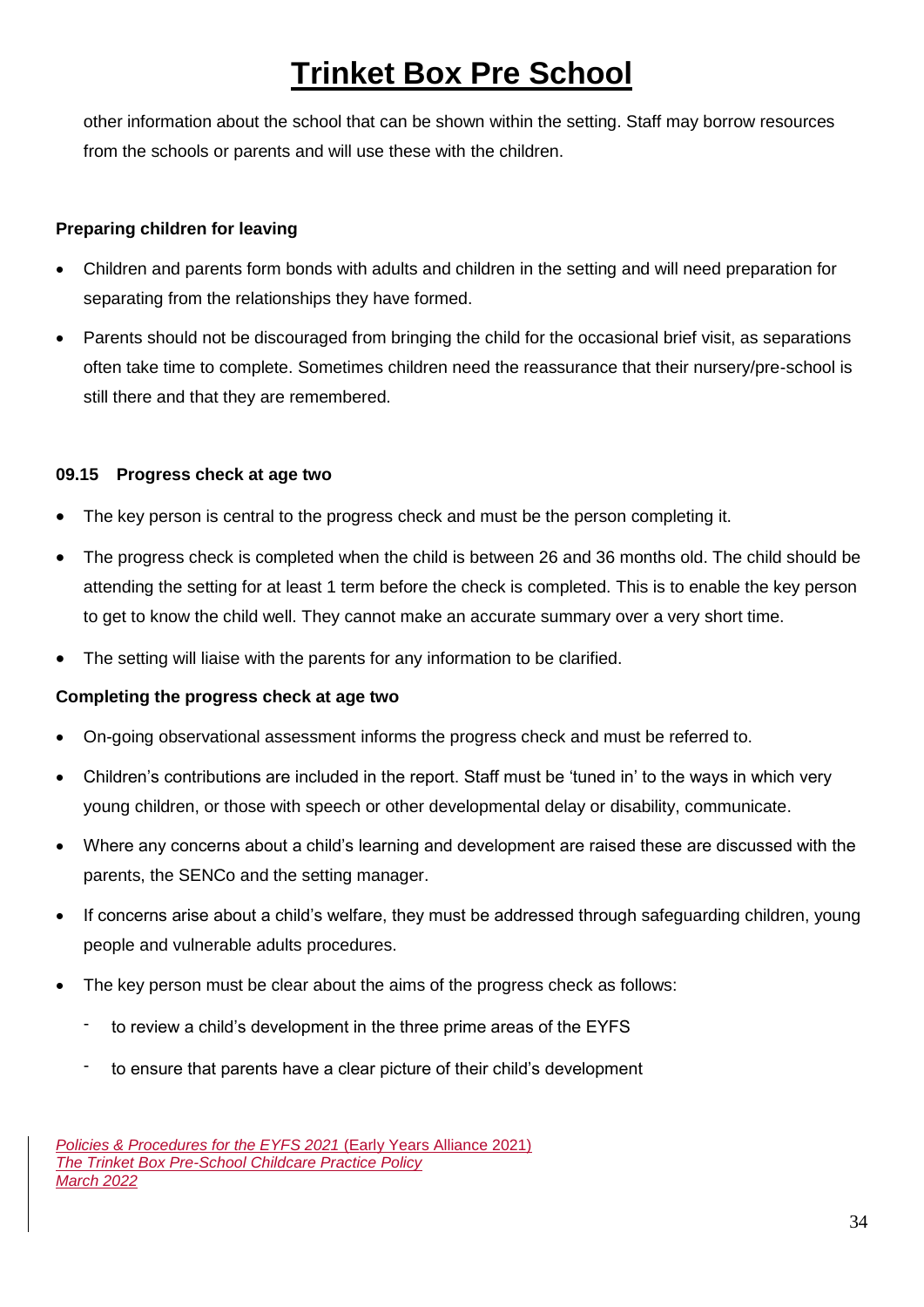other information about the school that can be shown within the setting. Staff may borrow resources from the schools or parents and will use these with the children.

**Preparing children for leaving**

- Children and parents form bonds with adults and children in the setting and will need preparation for separating from the relationships they have formed.
- Parents should not be discouraged from bringing the child for the occasional brief visit, as separations often take time to complete. Sometimes children need the reassurance that their nursery/pre-school is still there and that they are remembered.

**09.15 Progress check at age two**

- The key person is central to the progress check and must be the person completing it.
- The progress check is completed when the child is between 26 and 36 months old. The child should be attending the setting for at least 1 term before the check is completed. This is to enable the key person to get to know the child well. They cannot make an accurate summary over a very short time.
- The setting will liaise with the parents for any information to be clarified.

**Completing the progress check at age two**

- On-going observational assessment informs the progress check and must be referred to.
- Children's contributions are included in the report. Staff must be 'tuned in' to the ways in which very young children, or those with speech or other developmental delay or disability, communicate.
- Where any concerns about a child's learning and development are raised these are discussed with the parents, the SENCo and the setting manager.
- If concerns arise about a child's welfare, they must be addressed through safeguarding children, young people and vulnerable adults procedures.
- The key person must be clear about the aims of the progress check as follows:
  - to review a child's development in the three prime areas of the EYFS
  - to ensure that parents have a clear picture of their child's development

*Policies & Procedures for the EYFS 2021* (Early Years Alliance 2021)
*The Trinket Box Pre-School Childcare Practice Policy*
*March 2022*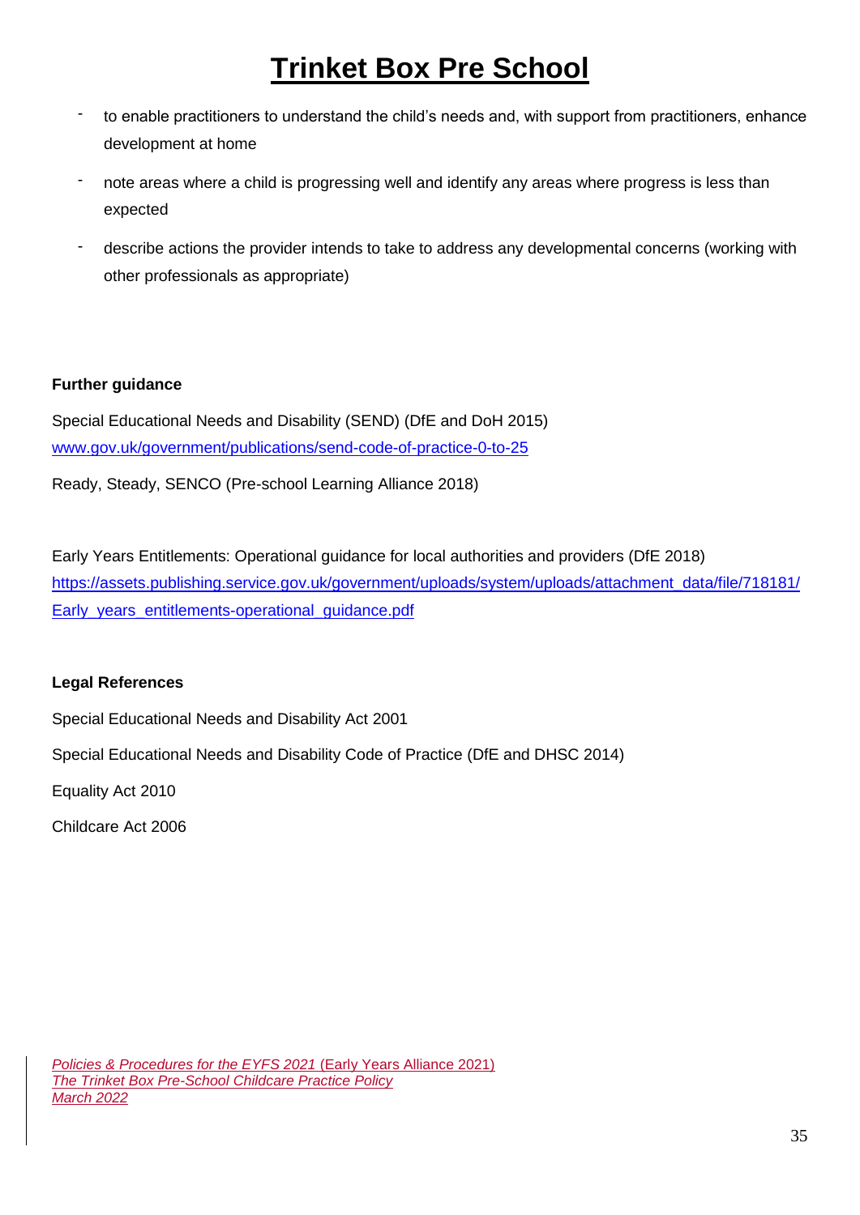- to enable practitioners to understand the child's needs and, with support from practitioners, enhance development at home
- note areas where a child is progressing well and identify any areas where progress is less than expected
- describe actions the provider intends to take to address any developmental concerns (working with other professionals as appropriate)

**Further guidance**

Special Educational Needs and Disability (SEND) (DfE and DoH 2015)
www.gov.uk/government/publications/send-code-of-practice-0-to-25

Ready, Steady, SENCO (Pre-school Learning Alliance 2018)

Early Years Entitlements: Operational guidance for local authorities and providers (DfE 2018)
https://assets.publishing.service.gov.uk/government/uploads/system/uploads/attachment_data/file/718181/Early_years_entitlements-operational_guidance.pdf

**Legal References**

Special Educational Needs and Disability Act 2001

Special Educational Needs and Disability Code of Practice (DfE and DHSC 2014)

Equality Act 2010

Childcare Act 2006

*Policies & Procedures for the EYFS 2021* (Early Years Alliance 2021)
*The Trinket Box Pre-School Childcare Practice Policy*
*March 2022*